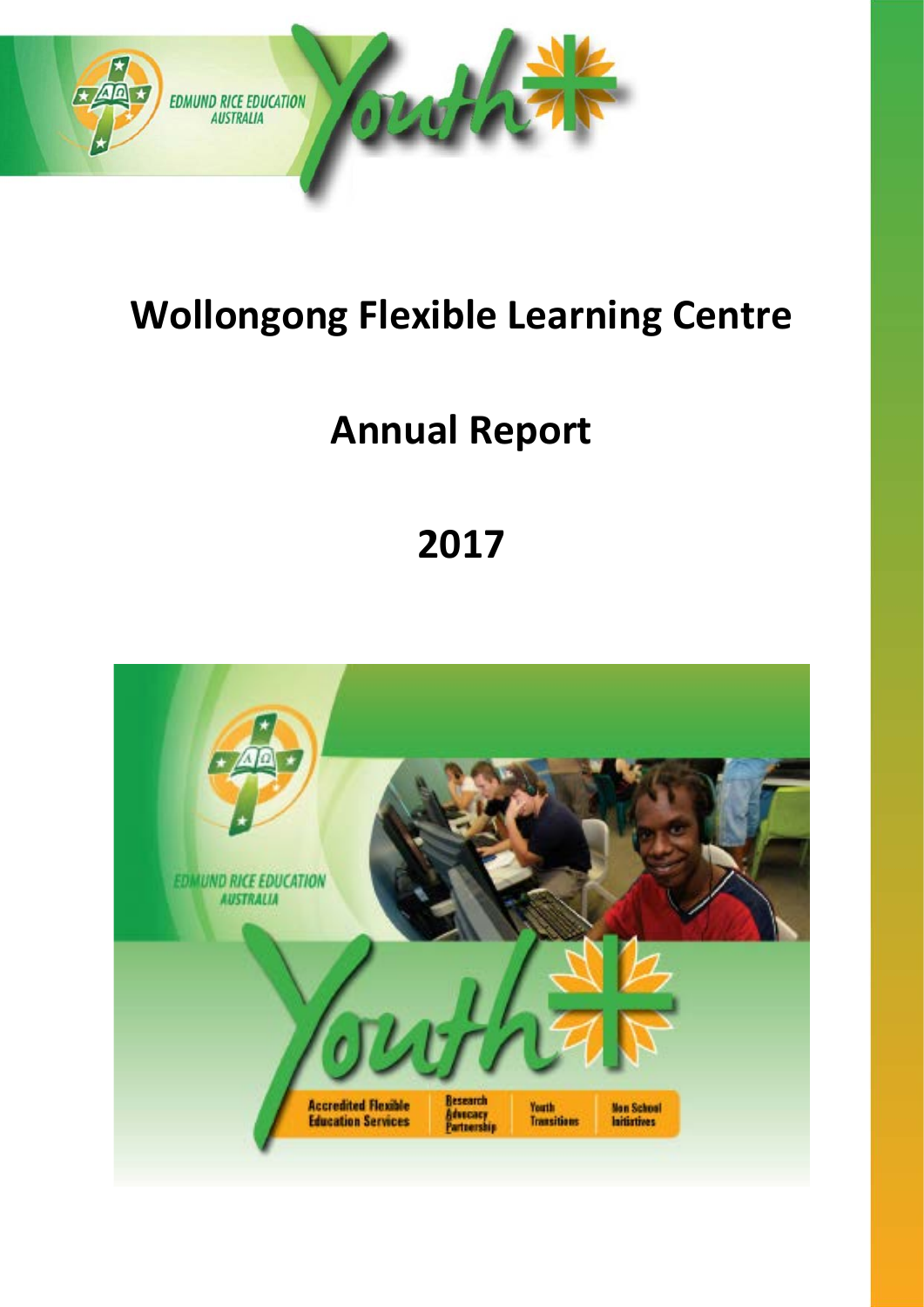# Wollongong Flexible Learning Centre

# Annual Report

# 2017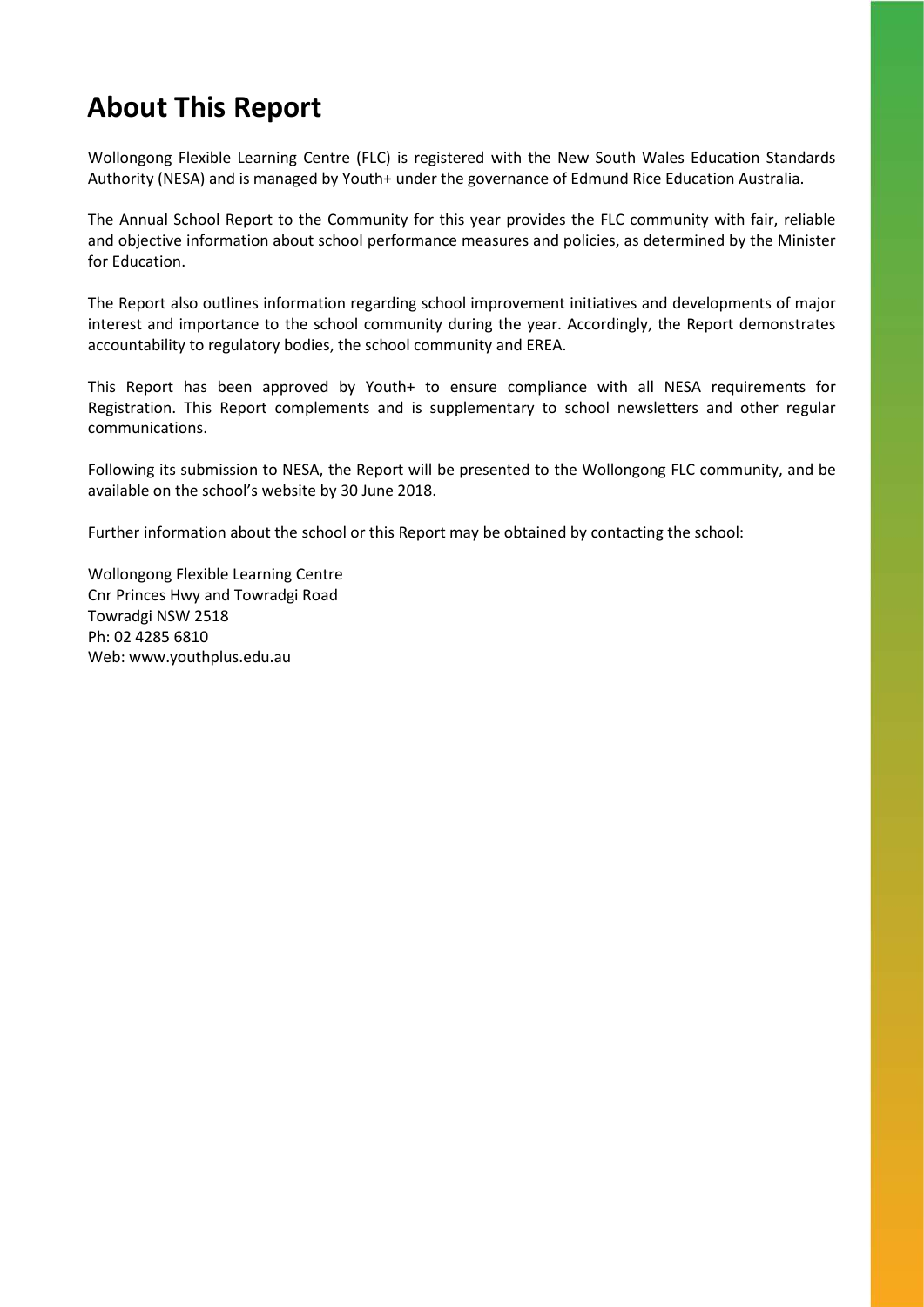# About This Report

Wollongong Flexible Learning Centre (FLC) is registered with the New South Wales Education Standards Authority (NESA) and is managed by Youth+ under the governance of Edmund Rice Education Australia.

The Annual School Report to the Community for this year provides the FLC community with fair, reliable and objective information about school performance measures and policies, as determined by the Minister for Education.

The Report also outlines information regarding school improvement initiatives and developments of major interest and importance to the school community during the year. Accordingly, the Report demonstrates accountability to regulatory bodies, the school community and EREA.

This Report has been approved by Youth+ to ensure compliance with all NESA requirements for Registration. This Report complements and is supplementary to school newsletters and other regular communications.

Following its submission to NESA, the Report will be presented to the Wollongong FLC community, and be available on the school's website by 30 June 2018.

Further information about the school or this Report may be obtained by contacting the school:

Wollongong Flexible Learning Centre
Cnr Princes Hwy and Towradgi Road
Towradgi NSW 2518
Ph: 02 4285 6810
Web: www.youthplus.edu.au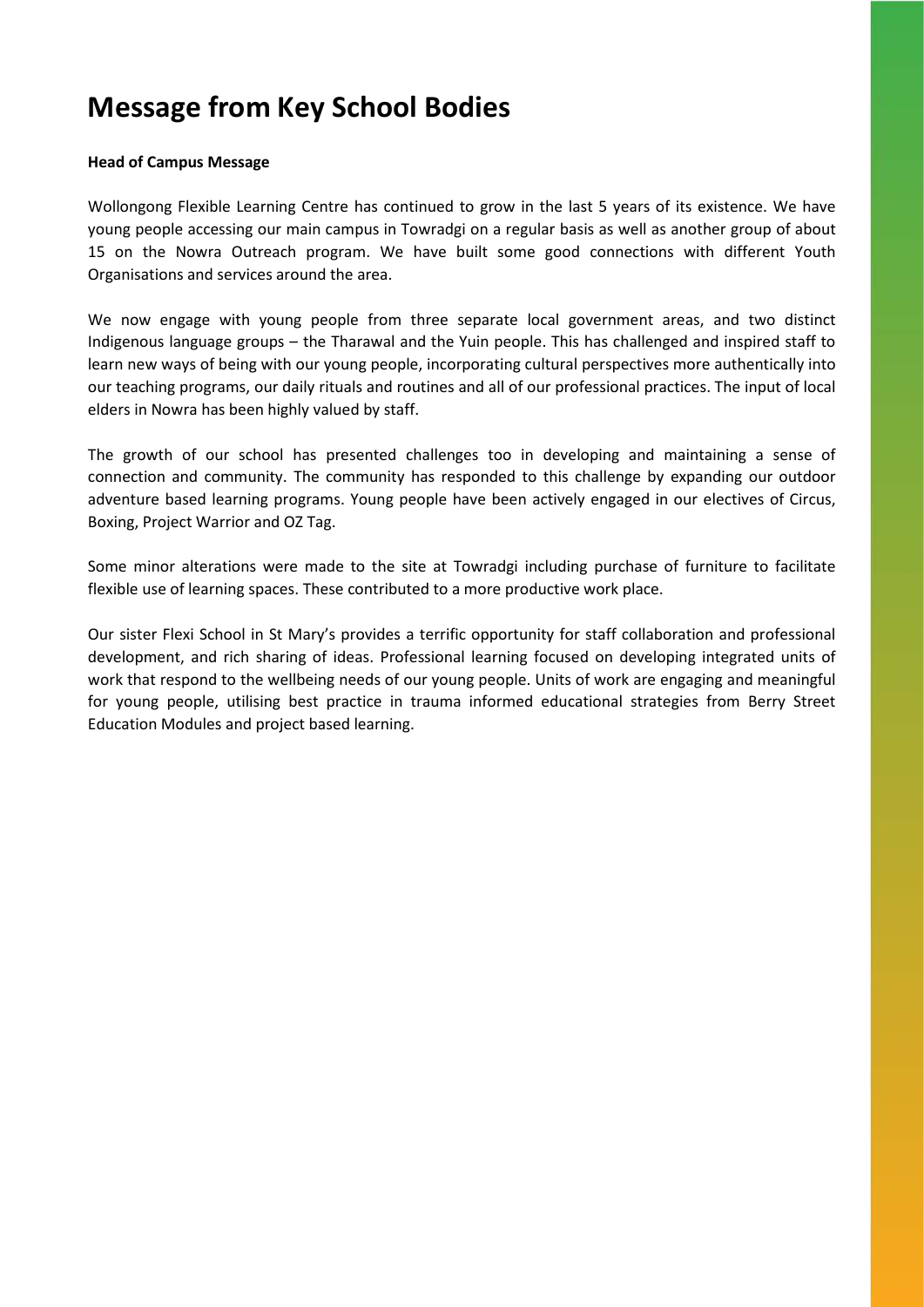# Message from Key School Bodies

**Head of Campus Message**

Wollongong Flexible Learning Centre has continued to grow in the last 5 years of its existence. We have young people accessing our main campus in Towradgi on a regular basis as well as another group of about 15 on the Nowra Outreach program. We have built some good connections with different Youth Organisations and services around the area.

We now engage with young people from three separate local government areas, and two distinct Indigenous language groups – the Tharawal and the Yuin people. This has challenged and inspired staff to learn new ways of being with our young people, incorporating cultural perspectives more authentically into our teaching programs, our daily rituals and routines and all of our professional practices. The input of local elders in Nowra has been highly valued by staff.

The growth of our school has presented challenges too in developing and maintaining a sense of connection and community. The community has responded to this challenge by expanding our outdoor adventure based learning programs. Young people have been actively engaged in our electives of Circus, Boxing, Project Warrior and OZ Tag.

Some minor alterations were made to the site at Towradgi including purchase of furniture to facilitate flexible use of learning spaces. These contributed to a more productive work place.

Our sister Flexi School in St Mary's provides a terrific opportunity for staff collaboration and professional development, and rich sharing of ideas. Professional learning focused on developing integrated units of work that respond to the wellbeing needs of our young people. Units of work are engaging and meaningful for young people, utilising best practice in trauma informed educational strategies from Berry Street Education Modules and project based learning.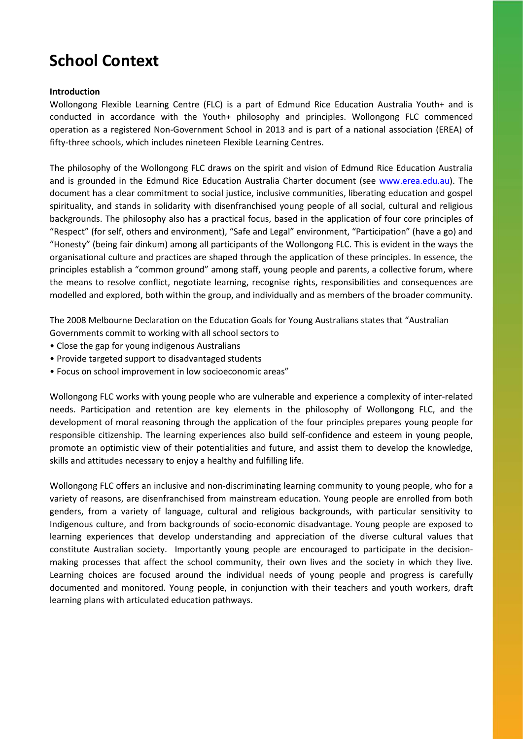# School Context

**Introduction**

Wollongong Flexible Learning Centre (FLC) is a part of Edmund Rice Education Australia Youth+ and is conducted in accordance with the Youth+ philosophy and principles. Wollongong FLC commenced operation as a registered Non-Government School in 2013 and is part of a national association (EREA) of fifty-three schools, which includes nineteen Flexible Learning Centres.

The philosophy of the Wollongong FLC draws on the spirit and vision of Edmund Rice Education Australia and is grounded in the Edmund Rice Education Australia Charter document (see [www.erea.edu.au](http://www.erea.edu.au)). The document has a clear commitment to social justice, inclusive communities, liberating education and gospel spirituality, and stands in solidarity with disenfranchised young people of all social, cultural and religious backgrounds. The philosophy also has a practical focus, based in the application of four core principles of "Respect" (for self, others and environment), "Safe and Legal" environment, "Participation" (have a go) and "Honesty" (being fair dinkum) among all participants of the Wollongong FLC. This is evident in the ways the organisational culture and practices are shaped through the application of these principles. In essence, the principles establish a "common ground" among staff, young people and parents, a collective forum, where the means to resolve conflict, negotiate learning, recognise rights, responsibilities and consequences are modelled and explored, both within the group, and individually and as members of the broader community.

The 2008 Melbourne Declaration on the Education Goals for Young Australians states that "Australian Governments commit to working with all school sectors to

- Close the gap for young indigenous Australians
- Provide targeted support to disadvantaged students
- Focus on school improvement in low socioeconomic areas"

Wollongong FLC works with young people who are vulnerable and experience a complexity of inter-related needs. Participation and retention are key elements in the philosophy of Wollongong FLC, and the development of moral reasoning through the application of the four principles prepares young people for responsible citizenship. The learning experiences also build self-confidence and esteem in young people, promote an optimistic view of their potentialities and future, and assist them to develop the knowledge, skills and attitudes necessary to enjoy a healthy and fulfilling life.

Wollongong FLC offers an inclusive and non-discriminating learning community to young people, who for a variety of reasons, are disenfranchised from mainstream education. Young people are enrolled from both genders, from a variety of language, cultural and religious backgrounds, with particular sensitivity to Indigenous culture, and from backgrounds of socio-economic disadvantage. Young people are exposed to learning experiences that develop understanding and appreciation of the diverse cultural values that constitute Australian society. Importantly young people are encouraged to participate in the decision-making processes that affect the school community, their own lives and the society in which they live. Learning choices are focused around the individual needs of young people and progress is carefully documented and monitored. Young people, in conjunction with their teachers and youth workers, draft learning plans with articulated education pathways.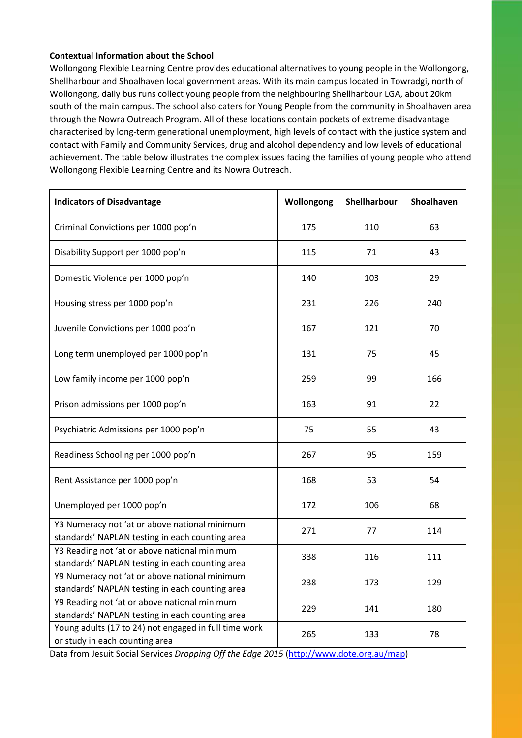**Contextual Information about the School**

Wollongong Flexible Learning Centre provides educational alternatives to young people in the Wollongong, Shellharbour and Shoalhaven local government areas. With its main campus located in Towradgi, north of Wollongong, daily bus runs collect young people from the neighbouring Shellharbour LGA, about 20km south of the main campus. The school also caters for Young People from the community in Shoalhaven area through the Nowra Outreach Program. All of these locations contain pockets of extreme disadvantage characterised by long-term generational unemployment, high levels of contact with the justice system and contact with Family and Community Services, drug and alcohol dependency and low levels of educational achievement. The table below illustrates the complex issues facing the families of young people who attend Wollongong Flexible Learning Centre and its Nowra Outreach.

| Indicators of Disadvantage | Wollongong | Shellharbour | Shoalhaven |
|---|---|---|---|
| Criminal Convictions per 1000 pop'n | 175 | 110 | 63 |
| Disability Support per 1000 pop'n | 115 | 71 | 43 |
| Domestic Violence per 1000 pop'n | 140 | 103 | 29 |
| Housing stress per 1000 pop'n | 231 | 226 | 240 |
| Juvenile Convictions per 1000 pop'n | 167 | 121 | 70 |
| Long term unemployed per 1000 pop'n | 131 | 75 | 45 |
| Low family income per 1000 pop'n | 259 | 99 | 166 |
| Prison admissions per 1000 pop'n | 163 | 91 | 22 |
| Psychiatric Admissions per 1000 pop'n | 75 | 55 | 43 |
| Readiness Schooling per 1000 pop'n | 267 | 95 | 159 |
| Rent Assistance per 1000 pop'n | 168 | 53 | 54 |
| Unemployed per 1000 pop'n | 172 | 106 | 68 |
| Y3 Numeracy not 'at or above national minimum standards' NAPLAN testing in each counting area | 271 | 77 | 114 |
| Y3 Reading not 'at or above national minimum standards' NAPLAN testing in each counting area | 338 | 116 | 111 |
| Y9 Numeracy not 'at or above national minimum standards' NAPLAN testing in each counting area | 238 | 173 | 129 |
| Y9 Reading not 'at or above national minimum standards' NAPLAN testing in each counting area | 229 | 141 | 180 |
| Young adults (17 to 24) not engaged in full time work or study in each counting area | 265 | 133 | 78 |

Data from Jesuit Social Services *Dropping Off the Edge 2015* (http://www.dote.org.au/map)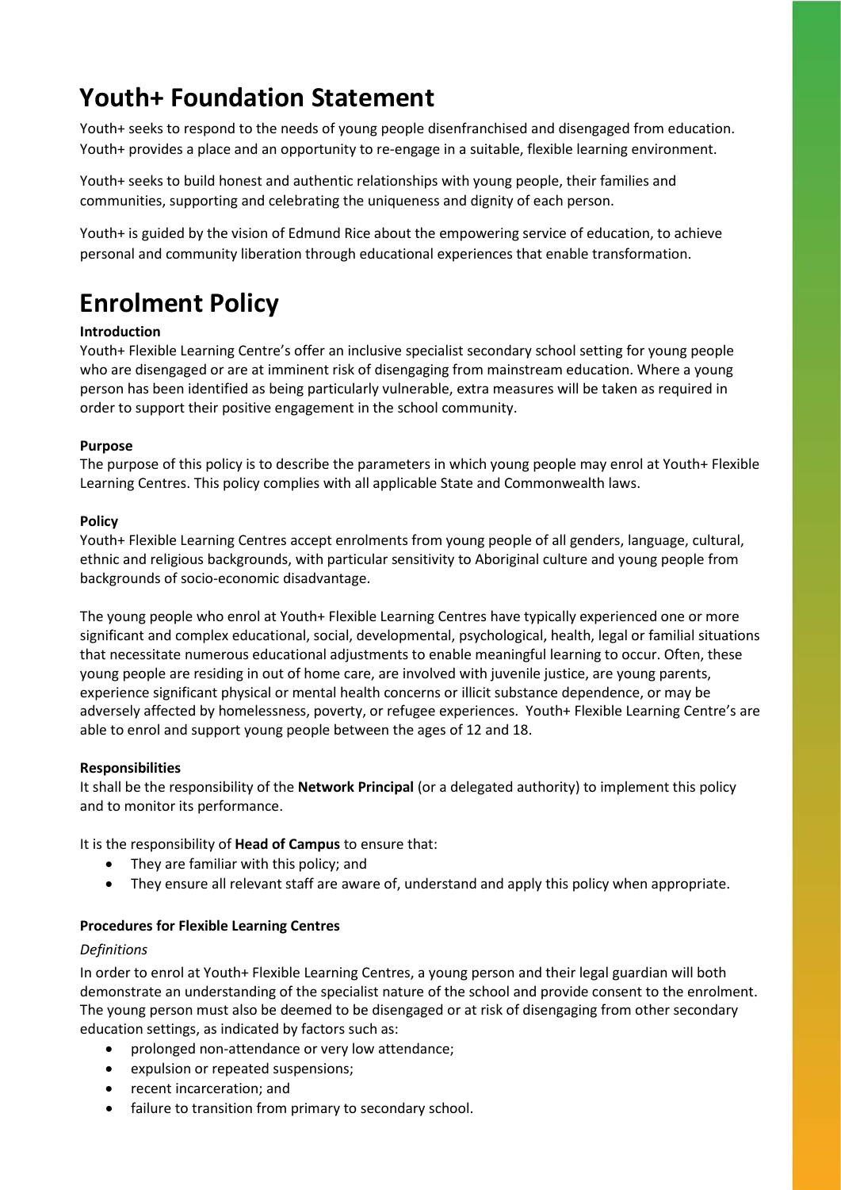# Youth+ Foundation Statement

Youth+ seeks to respond to the needs of young people disenfranchised and disengaged from education. Youth+ provides a place and an opportunity to re-engage in a suitable, flexible learning environment.

Youth+ seeks to build honest and authentic relationships with young people, their families and communities, supporting and celebrating the uniqueness and dignity of each person.

Youth+ is guided by the vision of Edmund Rice about the empowering service of education, to achieve personal and community liberation through educational experiences that enable transformation.

# Enrolment Policy

**Introduction**

Youth+ Flexible Learning Centre's offer an inclusive specialist secondary school setting for young people who are disengaged or are at imminent risk of disengaging from mainstream education. Where a young person has been identified as being particularly vulnerable, extra measures will be taken as required in order to support their positive engagement in the school community.

**Purpose**

The purpose of this policy is to describe the parameters in which young people may enrol at Youth+ Flexible Learning Centres. This policy complies with all applicable State and Commonwealth laws.

**Policy**

Youth+ Flexible Learning Centres accept enrolments from young people of all genders, language, cultural, ethnic and religious backgrounds, with particular sensitivity to Aboriginal culture and young people from backgrounds of socio-economic disadvantage.

The young people who enrol at Youth+ Flexible Learning Centres have typically experienced one or more significant and complex educational, social, developmental, psychological, health, legal or familial situations that necessitate numerous educational adjustments to enable meaningful learning to occur. Often, these young people are residing in out of home care, are involved with juvenile justice, are young parents, experience significant physical or mental health concerns or illicit substance dependence, or may be adversely affected by homelessness, poverty, or refugee experiences. Youth+ Flexible Learning Centre's are able to enrol and support young people between the ages of 12 and 18.

**Responsibilities**

It shall be the responsibility of the **Network Principal** (or a delegated authority) to implement this policy and to monitor its performance.

It is the responsibility of **Head of Campus** to ensure that:

- They are familiar with this policy; and
- They ensure all relevant staff are aware of, understand and apply this policy when appropriate.

**Procedures for Flexible Learning Centres**

*Definitions*

In order to enrol at Youth+ Flexible Learning Centres, a young person and their legal guardian will both demonstrate an understanding of the specialist nature of the school and provide consent to the enrolment. The young person must also be deemed to be disengaged or at risk of disengaging from other secondary education settings, as indicated by factors such as:

- prolonged non-attendance or very low attendance;
- expulsion or repeated suspensions;
- recent incarceration; and
- failure to transition from primary to secondary school.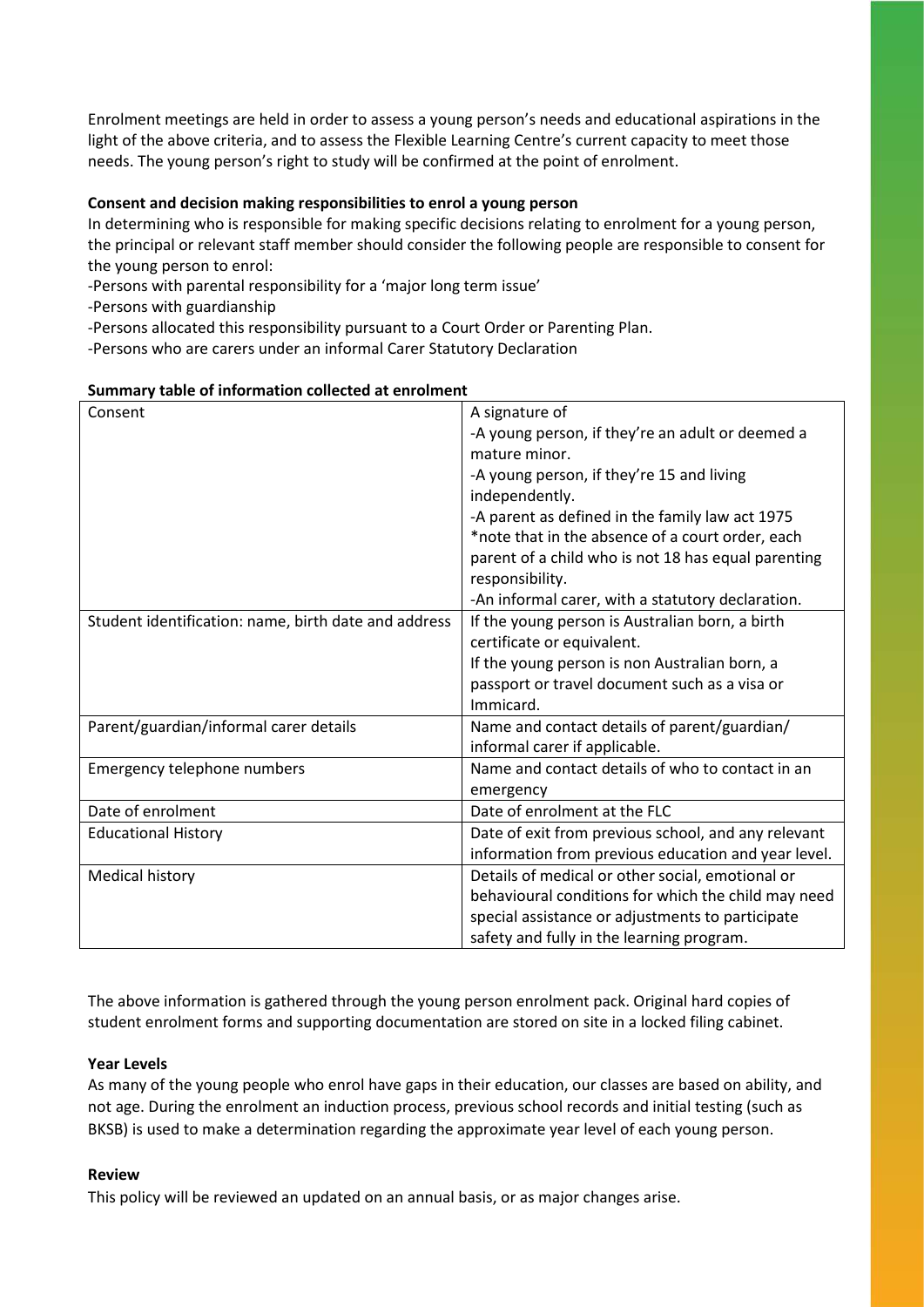Enrolment meetings are held in order to assess a young person's needs and educational aspirations in the light of the above criteria, and to assess the Flexible Learning Centre's current capacity to meet those needs. The young person's right to study will be confirmed at the point of enrolment.

**Consent and decision making responsibilities to enrol a young person**

In determining who is responsible for making specific decisions relating to enrolment for a young person, the principal or relevant staff member should consider the following people are responsible to consent for the young person to enrol:

-Persons with parental responsibility for a 'major long term issue'

-Persons with guardianship

-Persons allocated this responsibility pursuant to a Court Order or Parenting Plan.

-Persons who are carers under an informal Carer Statutory Declaration

**Summary table of information collected at enrolment**

| Consent | A signature of<br>-A young person, if they're an adult or deemed a mature minor.<br>-A young person, if they're 15 and living independently.<br>-A parent as defined in the family law act 1975 *note that in the absence of a court order, each parent of a child who is not 18 has equal parenting responsibility.<br>-An informal carer, with a statutory declaration. |
|---|---|
| Student identification: name, birth date and address | If the young person is Australian born, a birth certificate or equivalent.<br>If the young person is non Australian born, a passport or travel document such as a visa or Immicard. |
| Parent/guardian/informal carer details | Name and contact details of parent/guardian/ informal carer if applicable. |
| Emergency telephone numbers | Name and contact details of who to contact in an emergency |
| Date of enrolment | Date of enrolment at the FLC |
| Educational History | Date of exit from previous school, and any relevant information from previous education and year level. |
| Medical history | Details of medical or other social, emotional or behavioural conditions for which the child may need special assistance or adjustments to participate safety and fully in the learning program. |

The above information is gathered through the young person enrolment pack. Original hard copies of student enrolment forms and supporting documentation are stored on site in a locked filing cabinet.

**Year Levels**

As many of the young people who enrol have gaps in their education, our classes are based on ability, and not age. During the enrolment an induction process, previous school records and initial testing (such as BKSB) is used to make a determination regarding the approximate year level of each young person.

**Review**

This policy will be reviewed an updated on an annual basis, or as major changes arise.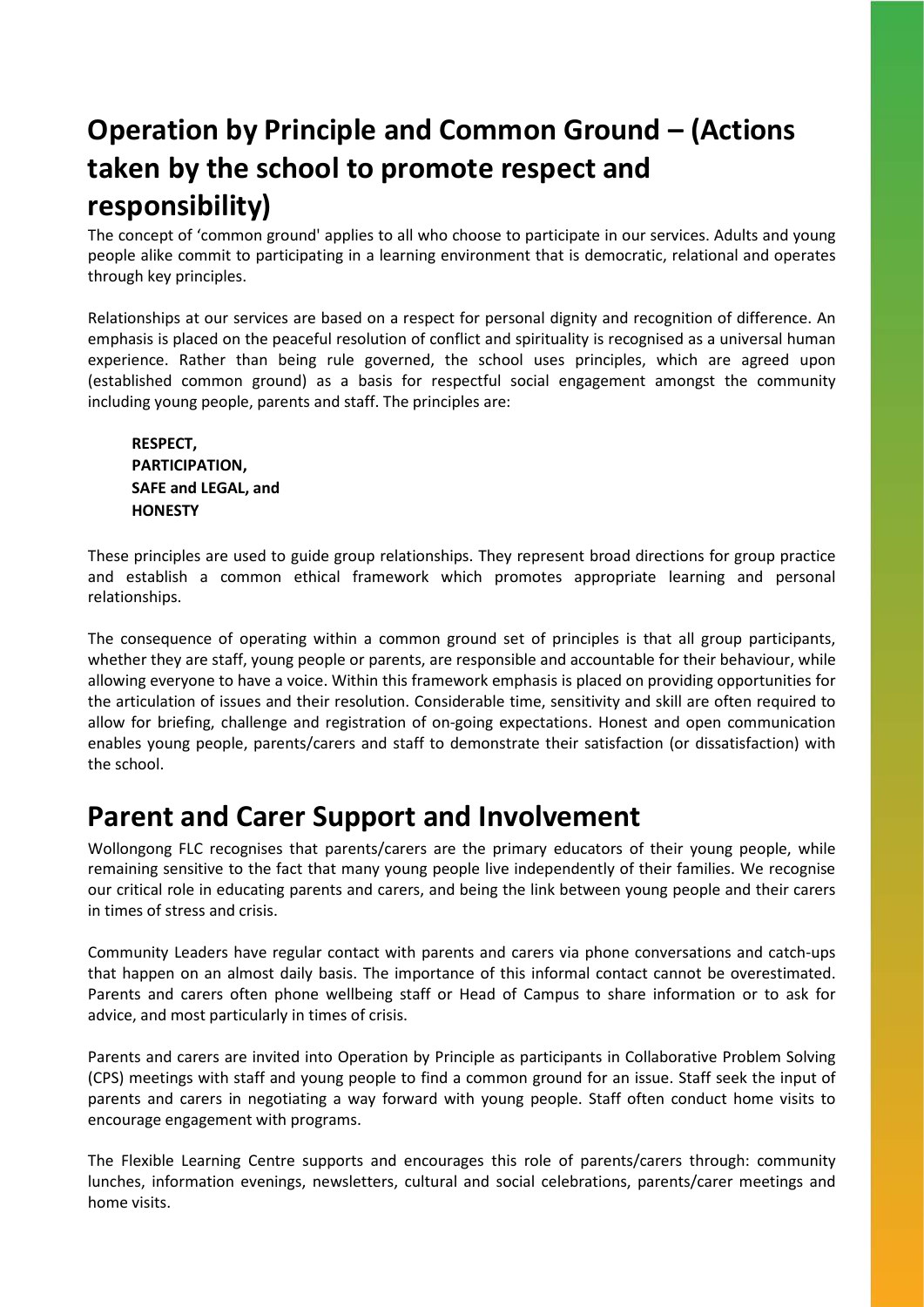## Operation by Principle and Common Ground – (Actions taken by the school to promote respect and responsibility)

The concept of 'common ground' applies to all who choose to participate in our services. Adults and young people alike commit to participating in a learning environment that is democratic, relational and operates through key principles.

Relationships at our services are based on a respect for personal dignity and recognition of difference. An emphasis is placed on the peaceful resolution of conflict and spirituality is recognised as a universal human experience. Rather than being rule governed, the school uses principles, which are agreed upon (established common ground) as a basis for respectful social engagement amongst the community including young people, parents and staff. The principles are:

**RESPECT,**
**PARTICIPATION,**
**SAFE and LEGAL, and**
**HONESTY**

These principles are used to guide group relationships. They represent broad directions for group practice and establish a common ethical framework which promotes appropriate learning and personal relationships.

The consequence of operating within a common ground set of principles is that all group participants, whether they are staff, young people or parents, are responsible and accountable for their behaviour, while allowing everyone to have a voice. Within this framework emphasis is placed on providing opportunities for the articulation of issues and their resolution. Considerable time, sensitivity and skill are often required to allow for briefing, challenge and registration of on-going expectations. Honest and open communication enables young people, parents/carers and staff to demonstrate their satisfaction (or dissatisfaction) with the school.

## Parent and Carer Support and Involvement

Wollongong FLC recognises that parents/carers are the primary educators of their young people, while remaining sensitive to the fact that many young people live independently of their families. We recognise our critical role in educating parents and carers, and being the link between young people and their carers in times of stress and crisis.

Community Leaders have regular contact with parents and carers via phone conversations and catch-ups that happen on an almost daily basis. The importance of this informal contact cannot be overestimated. Parents and carers often phone wellbeing staff or Head of Campus to share information or to ask for advice, and most particularly in times of crisis.

Parents and carers are invited into Operation by Principle as participants in Collaborative Problem Solving (CPS) meetings with staff and young people to find a common ground for an issue. Staff seek the input of parents and carers in negotiating a way forward with young people. Staff often conduct home visits to encourage engagement with programs.

The Flexible Learning Centre supports and encourages this role of parents/carers through: community lunches, information evenings, newsletters, cultural and social celebrations, parents/carer meetings and home visits.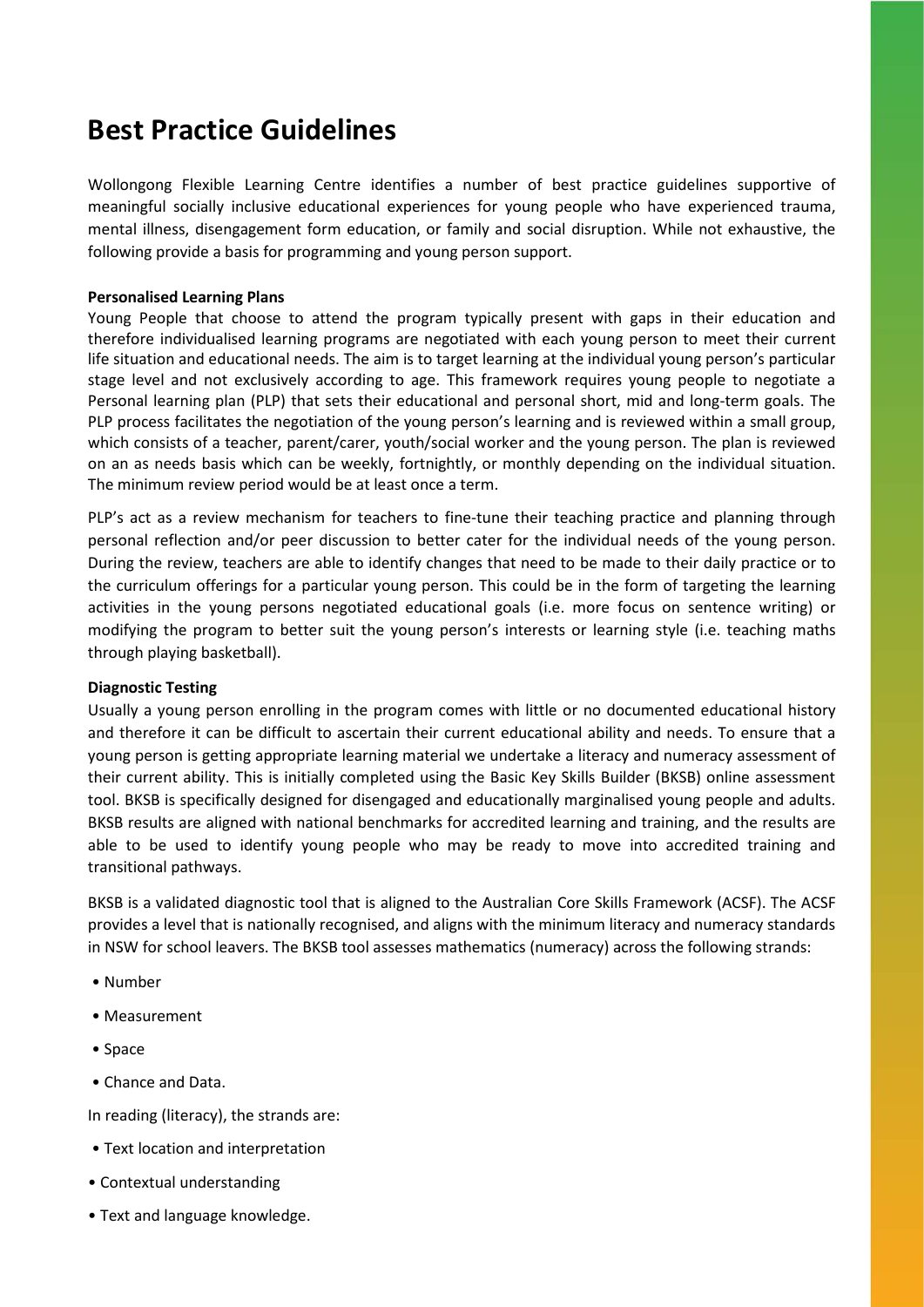# Best Practice Guidelines

Wollongong Flexible Learning Centre identifies a number of best practice guidelines supportive of meaningful socially inclusive educational experiences for young people who have experienced trauma, mental illness, disengagement form education, or family and social disruption. While not exhaustive, the following provide a basis for programming and young person support.

**Personalised Learning Plans**

Young People that choose to attend the program typically present with gaps in their education and therefore individualised learning programs are negotiated with each young person to meet their current life situation and educational needs. The aim is to target learning at the individual young person's particular stage level and not exclusively according to age. This framework requires young people to negotiate a Personal learning plan (PLP) that sets their educational and personal short, mid and long-term goals. The PLP process facilitates the negotiation of the young person's learning and is reviewed within a small group, which consists of a teacher, parent/carer, youth/social worker and the young person. The plan is reviewed on an as needs basis which can be weekly, fortnightly, or monthly depending on the individual situation. The minimum review period would be at least once a term.

PLP's act as a review mechanism for teachers to fine-tune their teaching practice and planning through personal reflection and/or peer discussion to better cater for the individual needs of the young person. During the review, teachers are able to identify changes that need to be made to their daily practice or to the curriculum offerings for a particular young person. This could be in the form of targeting the learning activities in the young persons negotiated educational goals (i.e. more focus on sentence writing) or modifying the program to better suit the young person's interests or learning style (i.e. teaching maths through playing basketball).

**Diagnostic Testing**

Usually a young person enrolling in the program comes with little or no documented educational history and therefore it can be difficult to ascertain their current educational ability and needs. To ensure that a young person is getting appropriate learning material we undertake a literacy and numeracy assessment of their current ability. This is initially completed using the Basic Key Skills Builder (BKSB) online assessment tool. BKSB is specifically designed for disengaged and educationally marginalised young people and adults. BKSB results are aligned with national benchmarks for accredited learning and training, and the results are able to be used to identify young people who may be ready to move into accredited training and transitional pathways.

BKSB is a validated diagnostic tool that is aligned to the Australian Core Skills Framework (ACSF). The ACSF provides a level that is nationally recognised, and aligns with the minimum literacy and numeracy standards in NSW for school leavers. The BKSB tool assesses mathematics (numeracy) across the following strands:

- Number
- Measurement
- Space
- Chance and Data.

In reading (literacy), the strands are:

- Text location and interpretation
- Contextual understanding
- Text and language knowledge.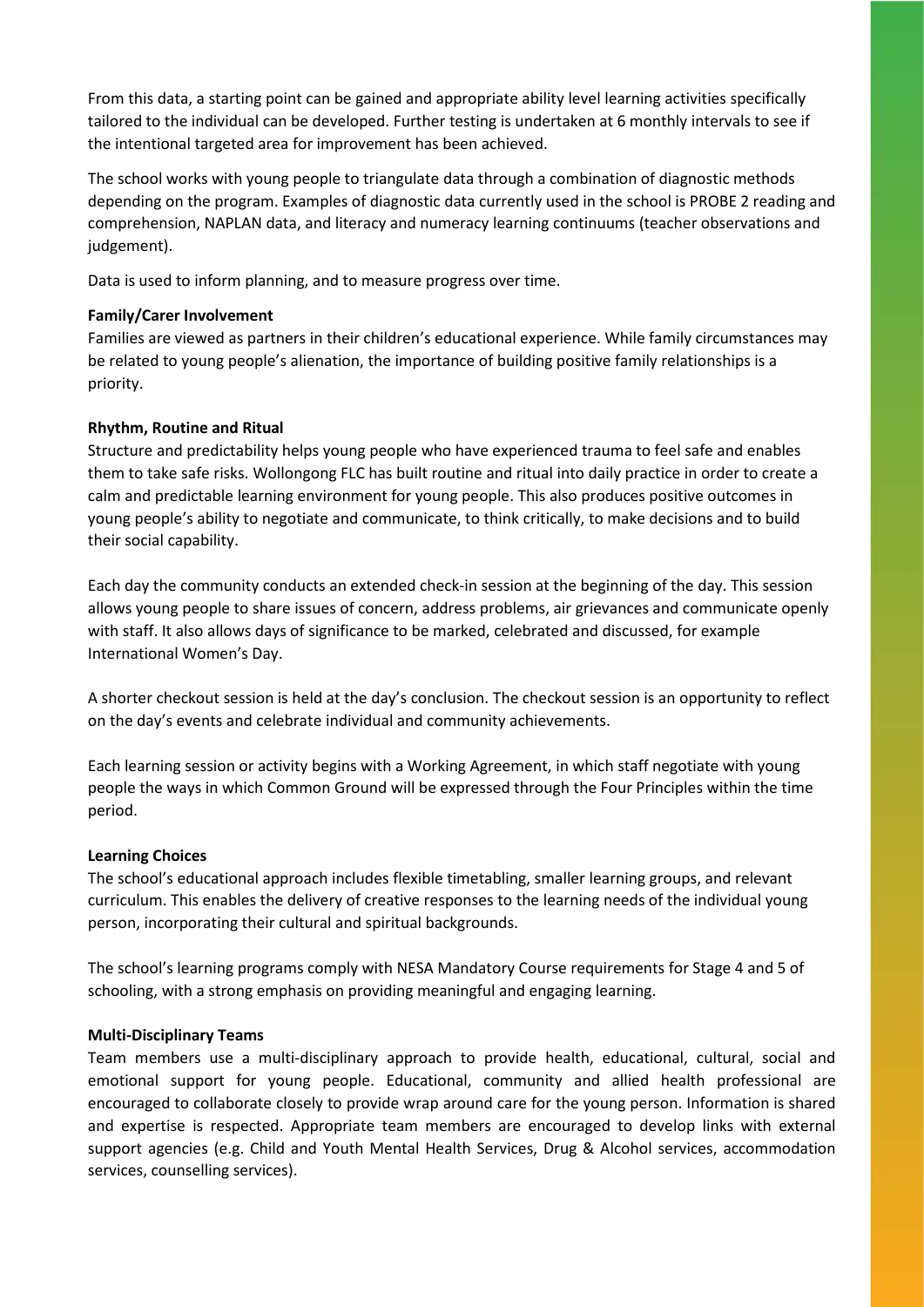From this data, a starting point can be gained and appropriate ability level learning activities specifically tailored to the individual can be developed. Further testing is undertaken at 6 monthly intervals to see if the intentional targeted area for improvement has been achieved.

The school works with young people to triangulate data through a combination of diagnostic methods depending on the program. Examples of diagnostic data currently used in the school is PROBE 2 reading and comprehension, NAPLAN data, and literacy and numeracy learning continuums (teacher observations and judgement).

Data is used to inform planning, and to measure progress over time.

**Family/Carer Involvement**

Families are viewed as partners in their children's educational experience. While family circumstances may be related to young people's alienation, the importance of building positive family relationships is a priority.

**Rhythm, Routine and Ritual**

Structure and predictability helps young people who have experienced trauma to feel safe and enables them to take safe risks. Wollongong FLC has built routine and ritual into daily practice in order to create a calm and predictable learning environment for young people. This also produces positive outcomes in young people's ability to negotiate and communicate, to think critically, to make decisions and to build their social capability.

Each day the community conducts an extended check-in session at the beginning of the day. This session allows young people to share issues of concern, address problems, air grievances and communicate openly with staff. It also allows days of significance to be marked, celebrated and discussed, for example International Women's Day.

A shorter checkout session is held at the day's conclusion. The checkout session is an opportunity to reflect on the day's events and celebrate individual and community achievements.

Each learning session or activity begins with a Working Agreement, in which staff negotiate with young people the ways in which Common Ground will be expressed through the Four Principles within the time period.

**Learning Choices**

The school's educational approach includes flexible timetabling, smaller learning groups, and relevant curriculum. This enables the delivery of creative responses to the learning needs of the individual young person, incorporating their cultural and spiritual backgrounds.

The school's learning programs comply with NESA Mandatory Course requirements for Stage 4 and 5 of schooling, with a strong emphasis on providing meaningful and engaging learning.

**Multi-Disciplinary Teams**

Team members use a multi-disciplinary approach to provide health, educational, cultural, social and emotional support for young people. Educational, community and allied health professional are encouraged to collaborate closely to provide wrap around care for the young person. Information is shared and expertise is respected. Appropriate team members are encouraged to develop links with external support agencies (e.g. Child and Youth Mental Health Services, Drug & Alcohol services, accommodation services, counselling services).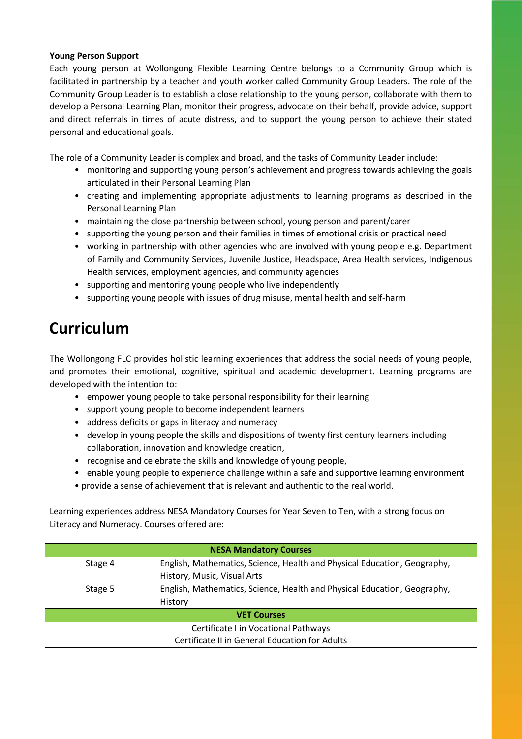**Young Person Support**

Each young person at Wollongong Flexible Learning Centre belongs to a Community Group which is facilitated in partnership by a teacher and youth worker called Community Group Leaders. The role of the Community Group Leader is to establish a close relationship to the young person, collaborate with them to develop a Personal Learning Plan, monitor their progress, advocate on their behalf, provide advice, support and direct referrals in times of acute distress, and to support the young person to achieve their stated personal and educational goals.

The role of a Community Leader is complex and broad, and the tasks of Community Leader include:

- monitoring and supporting young person's achievement and progress towards achieving the goals articulated in their Personal Learning Plan
- creating and implementing appropriate adjustments to learning programs as described in the Personal Learning Plan
- maintaining the close partnership between school, young person and parent/carer
- supporting the young person and their families in times of emotional crisis or practical need
- working in partnership with other agencies who are involved with young people e.g. Department of Family and Community Services, Juvenile Justice, Headspace, Area Health services, Indigenous Health services, employment agencies, and community agencies
- supporting and mentoring young people who live independently
- supporting young people with issues of drug misuse, mental health and self-harm

# Curriculum

The Wollongong FLC provides holistic learning experiences that address the social needs of young people, and promotes their emotional, cognitive, spiritual and academic development. Learning programs are developed with the intention to:

- empower young people to take personal responsibility for their learning
- support young people to become independent learners
- address deficits or gaps in literacy and numeracy
- develop in young people the skills and dispositions of twenty first century learners including collaboration, innovation and knowledge creation,
- recognise and celebrate the skills and knowledge of young people,
- enable young people to experience challenge within a safe and supportive learning environment
- provide a sense of achievement that is relevant and authentic to the real world.

Learning experiences address NESA Mandatory Courses for Year Seven to Ten, with a strong focus on Literacy and Numeracy. Courses offered are:

| **NESA Mandatory Courses** | |
|---|---|
| Stage 4 | English, Mathematics, Science, Health and Physical Education, Geography, History, Music, Visual Arts |
| Stage 5 | English, Mathematics, Science, Health and Physical Education, Geography, History |
| **VET Courses** | |
| Certificate I in Vocational Pathways | |
| Certificate II in General Education for Adults | |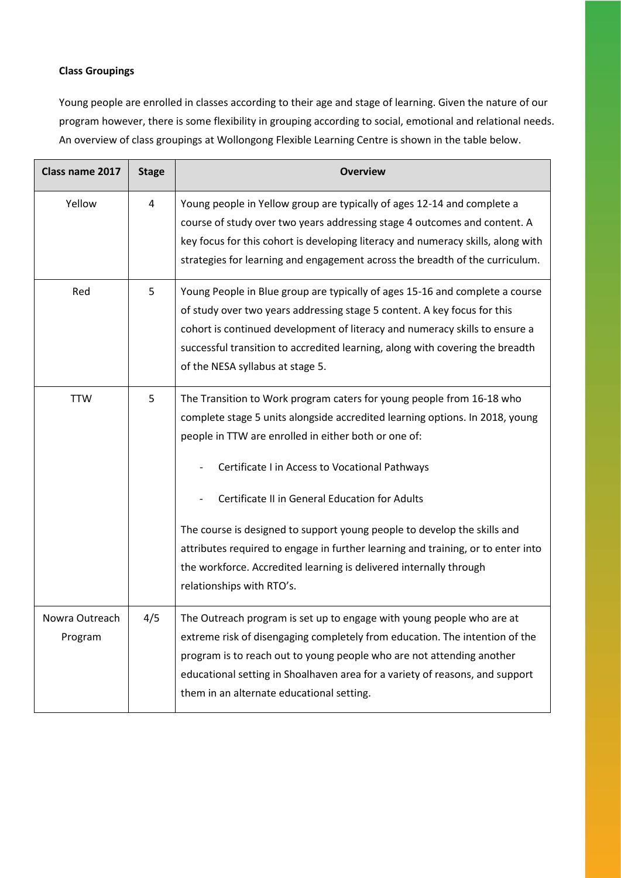**Class Groupings**

Young people are enrolled in classes according to their age and stage of learning. Given the nature of our program however, there is some flexibility in grouping according to social, emotional and relational needs. An overview of class groupings at Wollongong Flexible Learning Centre is shown in the table below.

| Class name 2017 | Stage | Overview |
|---|---|---|
| Yellow | 4 | Young people in Yellow group are typically of ages 12-14 and complete a course of study over two years addressing stage 4 outcomes and content. A key focus for this cohort is developing literacy and numeracy skills, along with strategies for learning and engagement across the breadth of the curriculum. |
| Red | 5 | Young People in Blue group are typically of ages 15-16 and complete a course of study over two years addressing stage 5 content. A key focus for this cohort is continued development of literacy and numeracy skills to ensure a successful transition to accredited learning, along with covering the breadth of the NESA syllabus at stage 5. |
| TTW | 5 | The Transition to Work program caters for young people from 16-18 who complete stage 5 units alongside accredited learning options. In 2018, young people in TTW are enrolled in either both or one of:<br>- Certificate I in Access to Vocational Pathways<br>- Certificate II in General Education for Adults<br><br>The course is designed to support young people to develop the skills and attributes required to engage in further learning and training, or to enter into the workforce. Accredited learning is delivered internally through relationships with RTO's. |
| Nowra Outreach Program | 4/5 | The Outreach program is set up to engage with young people who are at extreme risk of disengaging completely from education. The intention of the program is to reach out to young people who are not attending another educational setting in Shoalhaven area for a variety of reasons, and support them in an alternate educational setting. |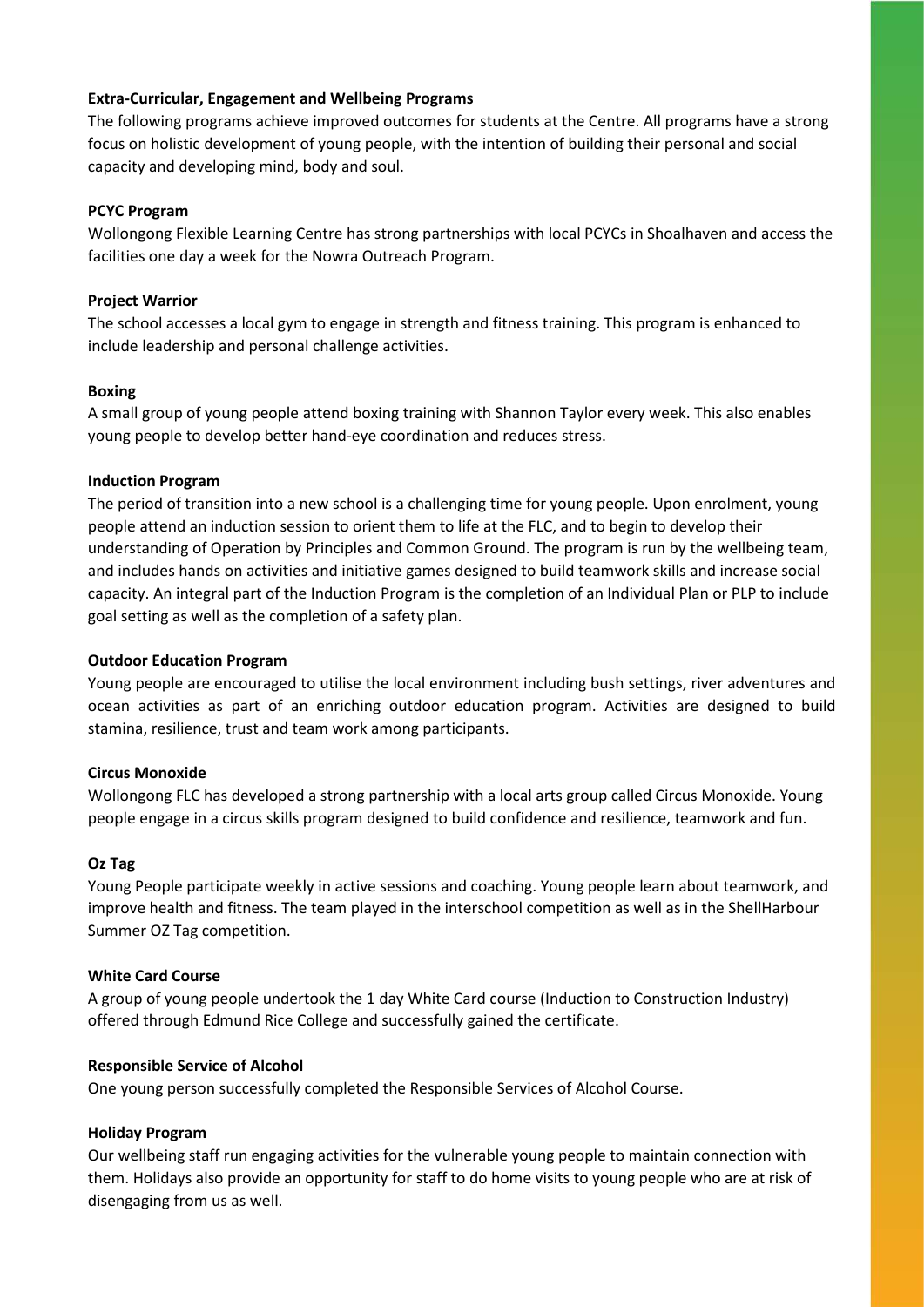**Extra-Curricular, Engagement and Wellbeing Programs**

The following programs achieve improved outcomes for students at the Centre. All programs have a strong focus on holistic development of young people, with the intention of building their personal and social capacity and developing mind, body and soul.

**PCYC Program**

Wollongong Flexible Learning Centre has strong partnerships with local PCYCs in Shoalhaven and access the facilities one day a week for the Nowra Outreach Program.

**Project Warrior**

The school accesses a local gym to engage in strength and fitness training. This program is enhanced to include leadership and personal challenge activities.

**Boxing**

A small group of young people attend boxing training with Shannon Taylor every week. This also enables young people to develop better hand-eye coordination and reduces stress.

**Induction Program**

The period of transition into a new school is a challenging time for young people. Upon enrolment, young people attend an induction session to orient them to life at the FLC, and to begin to develop their understanding of Operation by Principles and Common Ground. The program is run by the wellbeing team, and includes hands on activities and initiative games designed to build teamwork skills and increase social capacity. An integral part of the Induction Program is the completion of an Individual Plan or PLP to include goal setting as well as the completion of a safety plan.

**Outdoor Education Program**

Young people are encouraged to utilise the local environment including bush settings, river adventures and ocean activities as part of an enriching outdoor education program. Activities are designed to build stamina, resilience, trust and team work among participants.

**Circus Monoxide**

Wollongong FLC has developed a strong partnership with a local arts group called Circus Monoxide. Young people engage in a circus skills program designed to build confidence and resilience, teamwork and fun.

**Oz Tag**

Young People participate weekly in active sessions and coaching. Young people learn about teamwork, and improve health and fitness. The team played in the interschool competition as well as in the ShellHarbour Summer OZ Tag competition.

**White Card Course**

A group of young people undertook the 1 day White Card course (Induction to Construction Industry) offered through Edmund Rice College and successfully gained the certificate.

**Responsible Service of Alcohol**

One young person successfully completed the Responsible Services of Alcohol Course.

**Holiday Program**

Our wellbeing staff run engaging activities for the vulnerable young people to maintain connection with them. Holidays also provide an opportunity for staff to do home visits to young people who are at risk of disengaging from us as well.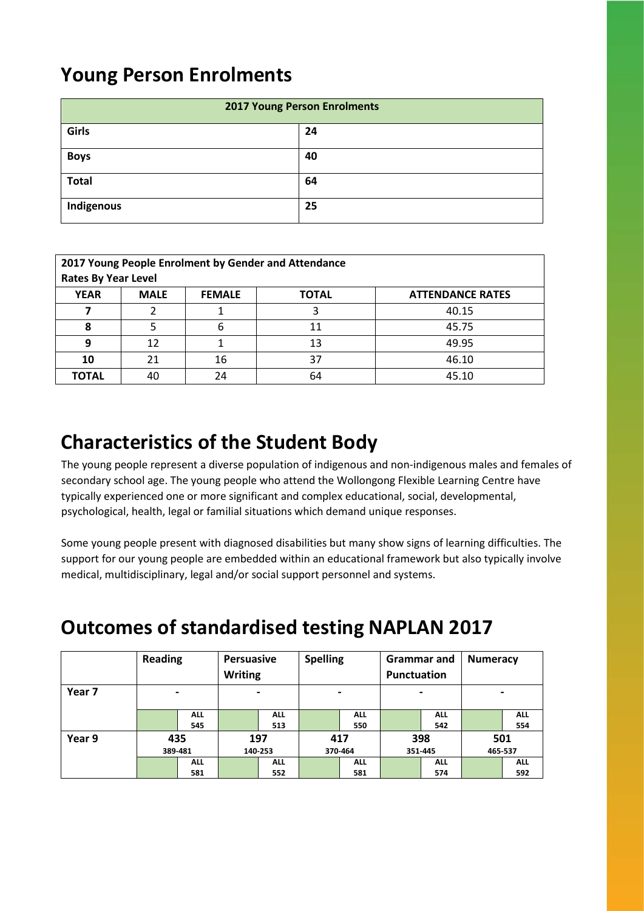## Young Person Enrolments

| 2017 Young Person Enrolments | |
|---|---|
| **Girls** | **24** |
| **Boys** | **40** |
| **Total** | **64** |
| **Indigenous** | **25** |

**2017 Young People Enrolment by Gender and Attendance Rates By Year Level**

| YEAR | MALE | FEMALE | TOTAL | ATTENDANCE RATES |
|---|---|---|---|---|
| **7** | 2 | 1 | 3 | 40.15 |
| **8** | 5 | 6 | 11 | 45.75 |
| **9** | 12 | 1 | 13 | 49.95 |
| **10** | 21 | 16 | 37 | 46.10 |
| **TOTAL** | 40 | 24 | 64 | 45.10 |

## Characteristics of the Student Body

The young people represent a diverse population of indigenous and non-indigenous males and females of secondary school age. The young people who attend the Wollongong Flexible Learning Centre have typically experienced one or more significant and complex educational, social, developmental, psychological, health, legal or familial situations which demand unique responses.

Some young people present with diagnosed disabilities but many show signs of learning difficulties. The support for our young people are embedded within an educational framework but also typically involve medical, multidisciplinary, legal and/or social support personnel and systems.

## Outcomes of standardised testing NAPLAN 2017

| | Reading | | Persuasive Writing | | Spelling | | Grammar and Punctuation | | Numeracy | |
|---|---|---|---|---|---|---|---|---|---|---|
| **Year 7** | - | | - | | - | | - | | - | |
| | | ALL 545 | | ALL 513 | | ALL 550 | | ALL 542 | | ALL 554 |
| **Year 9** | 435 389-481 | | 197 140-253 | | 417 370-464 | | 398 351-445 | | 501 465-537 | |
| | | ALL 581 | | ALL 552 | | ALL 581 | | ALL 574 | | ALL 592 |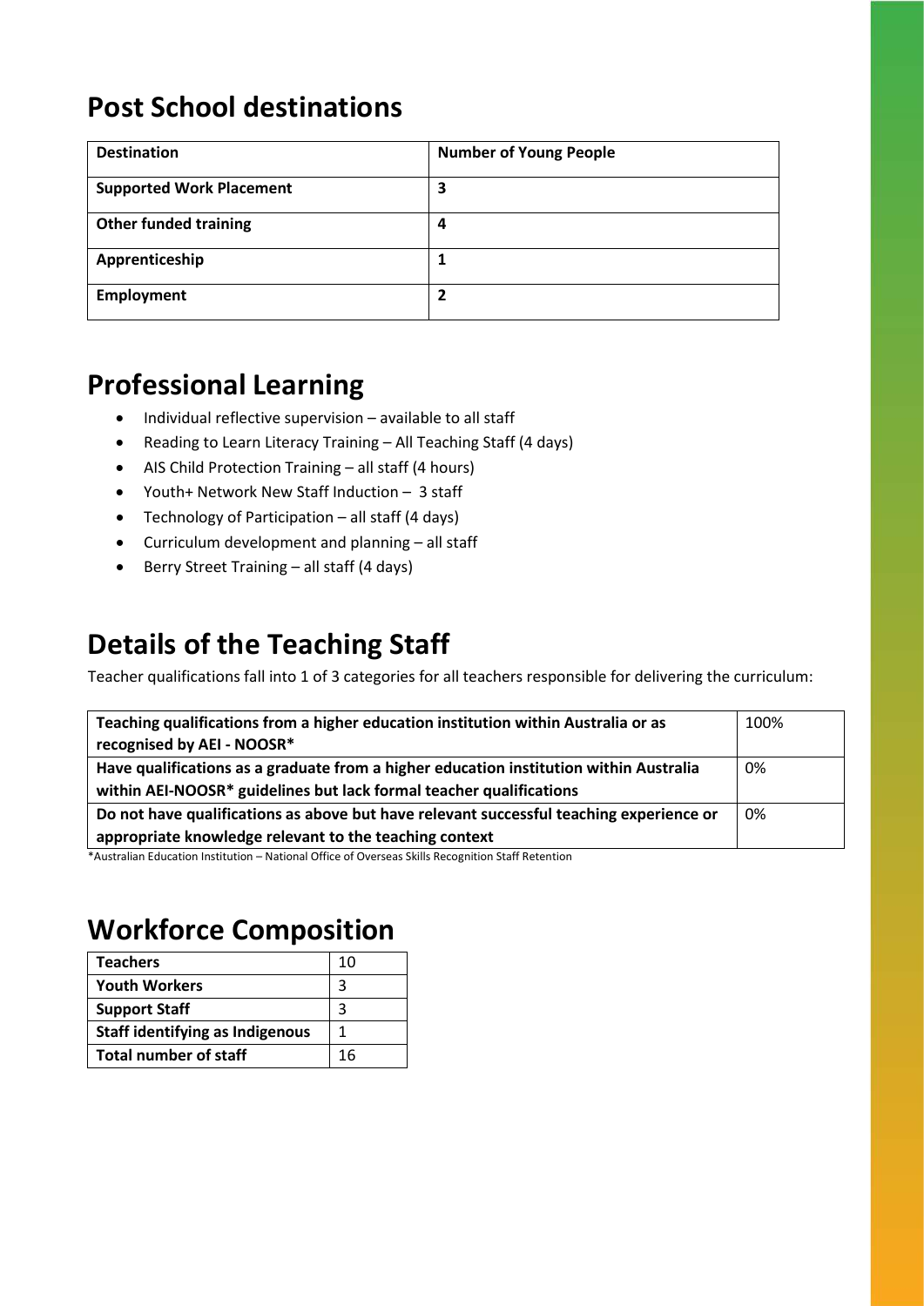## Post School destinations

| Destination | Number of Young People |
|---|---|
| **Supported Work Placement** | **3** |
| **Other funded training** | **4** |
| **Apprenticeship** | **1** |
| **Employment** | **2** |

## Professional Learning

- Individual reflective supervision – available to all staff
- Reading to Learn Literacy Training – All Teaching Staff (4 days)
- AIS Child Protection Training – all staff (4 hours)
- Youth+ Network New Staff Induction – 3 staff
- Technology of Participation – all staff (4 days)
- Curriculum development and planning – all staff
- Berry Street Training – all staff (4 days)

## Details of the Teaching Staff

Teacher qualifications fall into 1 of 3 categories for all teachers responsible for delivering the curriculum:

| | |
|---|---|
| **Teaching qualifications from a higher education institution within Australia or as recognised by AEI - NOOSR*** | 100% |
| **Have qualifications as a graduate from a higher education institution within Australia within AEI-NOOSR* guidelines but lack formal teacher qualifications** | 0% |
| **Do not have qualifications as above but have relevant successful teaching experience or appropriate knowledge relevant to the teaching context** | 0% |

*Australian Education Institution – National Office of Overseas Skills Recognition Staff Retention

## Workforce Composition

| | |
|---|---|
| **Teachers** | 10 |
| **Youth Workers** | 3 |
| **Support Staff** | 3 |
| **Staff identifying as Indigenous** | 1 |
| **Total number of staff** | 16 |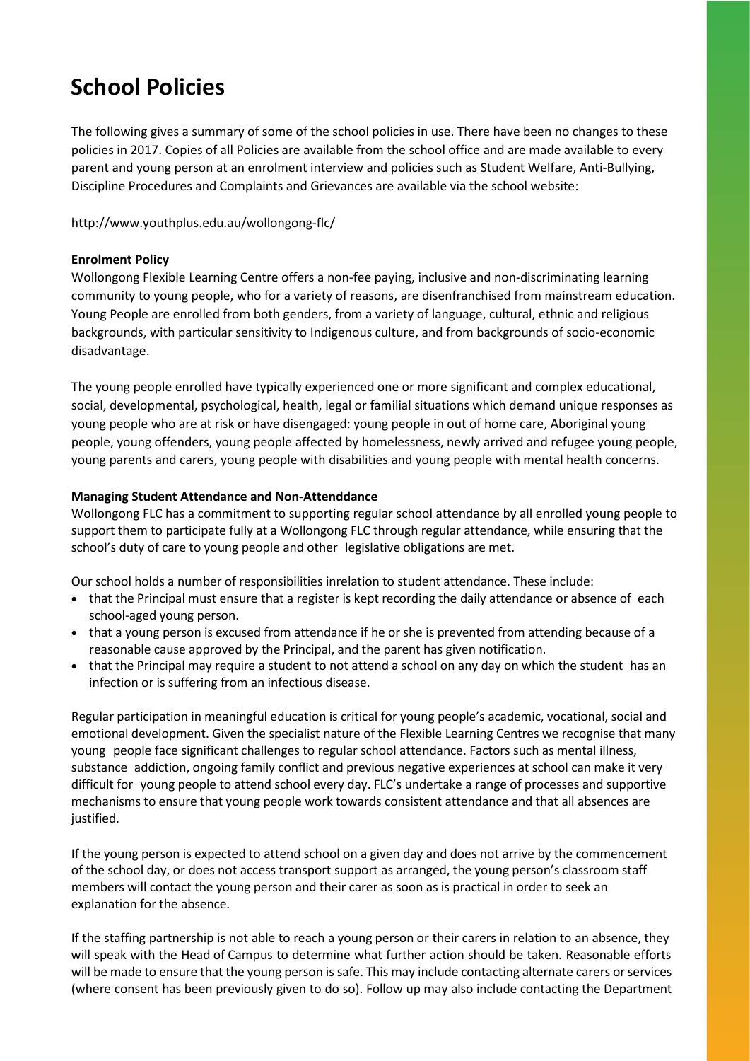# School Policies

The following gives a summary of some of the school policies in use. There have been no changes to these policies in 2017. Copies of all Policies are available from the school office and are made available to every parent and young person at an enrolment interview and policies such as Student Welfare, Anti-Bullying, Discipline Procedures and Complaints and Grievances are available via the school website:

http://www.youthplus.edu.au/wollongong-flc/

**Enrolment Policy**

Wollongong Flexible Learning Centre offers a non-fee paying, inclusive and non-discriminating learning community to young people, who for a variety of reasons, are disenfranchised from mainstream education. Young People are enrolled from both genders, from a variety of language, cultural, ethnic and religious backgrounds, with particular sensitivity to Indigenous culture, and from backgrounds of socio-economic disadvantage.

The young people enrolled have typically experienced one or more significant and complex educational, social, developmental, psychological, health, legal or familial situations which demand unique responses as young people who are at risk or have disengaged: young people in out of home care, Aboriginal young people, young offenders, young people affected by homelessness, newly arrived and refugee young people, young parents and carers, young people with disabilities and young people with mental health concerns.

**Managing Student Attendance and Non-Attenddance**

Wollongong FLC has a commitment to supporting regular school attendance by all enrolled young people to support them to participate fully at a Wollongong FLC through regular attendance, while ensuring that the school's duty of care to young people and other legislative obligations are met.

Our school holds a number of responsibilities inrelation to student attendance. These include:

- that the Principal must ensure that a register is kept recording the daily attendance or absence of each school-aged young person.
- that a young person is excused from attendance if he or she is prevented from attending because of a reasonable cause approved by the Principal, and the parent has given notification.
- that the Principal may require a student to not attend a school on any day on which the student has an infection or is suffering from an infectious disease.

Regular participation in meaningful education is critical for young people's academic, vocational, social and emotional development. Given the specialist nature of the Flexible Learning Centres we recognise that many young people face significant challenges to regular school attendance. Factors such as mental illness, substance addiction, ongoing family conflict and previous negative experiences at school can make it very difficult for young people to attend school every day. FLC's undertake a range of processes and supportive mechanisms to ensure that young people work towards consistent attendance and that all absences are justified.

If the young person is expected to attend school on a given day and does not arrive by the commencement of the school day, or does not access transport support as arranged, the young person's classroom staff members will contact the young person and their carer as soon as is practical in order to seek an explanation for the absence.

If the staffing partnership is not able to reach a young person or their carers in relation to an absence, they will speak with the Head of Campus to determine what further action should be taken. Reasonable efforts will be made to ensure that the young person is safe. This may include contacting alternate carers or services (where consent has been previously given to do so). Follow up may also include contacting the Department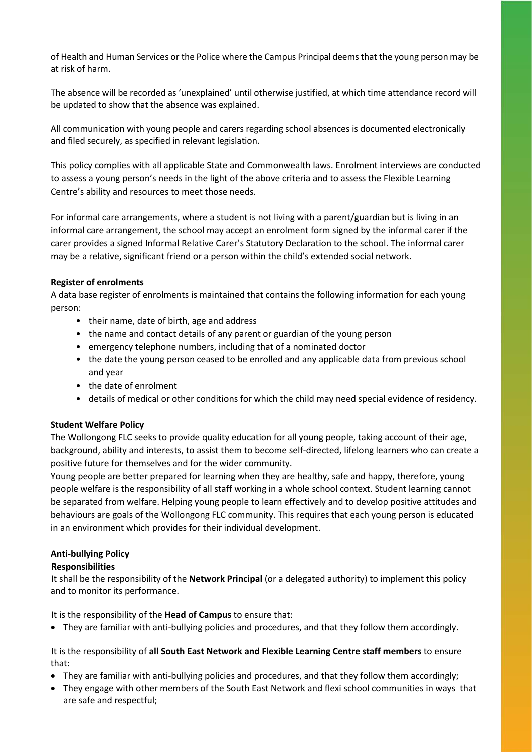of Health and Human Services or the Police where the Campus Principal deems that the young person may be at risk of harm.

The absence will be recorded as 'unexplained' until otherwise justified, at which time attendance record will be updated to show that the absence was explained.

All communication with young people and carers regarding school absences is documented electronically and filed securely, as specified in relevant legislation.

This policy complies with all applicable State and Commonwealth laws. Enrolment interviews are conducted to assess a young person's needs in the light of the above criteria and to assess the Flexible Learning Centre's ability and resources to meet those needs.

For informal care arrangements, where a student is not living with a parent/guardian but is living in an informal care arrangement, the school may accept an enrolment form signed by the informal carer if the carer provides a signed Informal Relative Carer's Statutory Declaration to the school. The informal carer may be a relative, significant friend or a person within the child's extended social network.

**Register of enrolments**

A data base register of enrolments is maintained that contains the following information for each young person:

- their name, date of birth, age and address
- the name and contact details of any parent or guardian of the young person
- emergency telephone numbers, including that of a nominated doctor
- the date the young person ceased to be enrolled and any applicable data from previous school and year
- the date of enrolment
- details of medical or other conditions for which the child may need special evidence of residency.

**Student Welfare Policy**

The Wollongong FLC seeks to provide quality education for all young people, taking account of their age, background, ability and interests, to assist them to become self-directed, lifelong learners who can create a positive future for themselves and for the wider community.

Young people are better prepared for learning when they are healthy, safe and happy, therefore, young people welfare is the responsibility of all staff working in a whole school context. Student learning cannot be separated from welfare. Helping young people to learn effectively and to develop positive attitudes and behaviours are goals of the Wollongong FLC community. This requires that each young person is educated in an environment which provides for their individual development.

**Anti-bullying Policy**

**Responsibilities**

It shall be the responsibility of the **Network Principal** (or a delegated authority) to implement this policy and to monitor its performance.

It is the responsibility of the **Head of Campus** to ensure that:

- They are familiar with anti-bullying policies and procedures, and that they follow them accordingly.

It is the responsibility of **all South East Network and Flexible Learning Centre staff members** to ensure that:

- They are familiar with anti-bullying policies and procedures, and that they follow them accordingly;
- They engage with other members of the South East Network and flexi school communities in ways that are safe and respectful;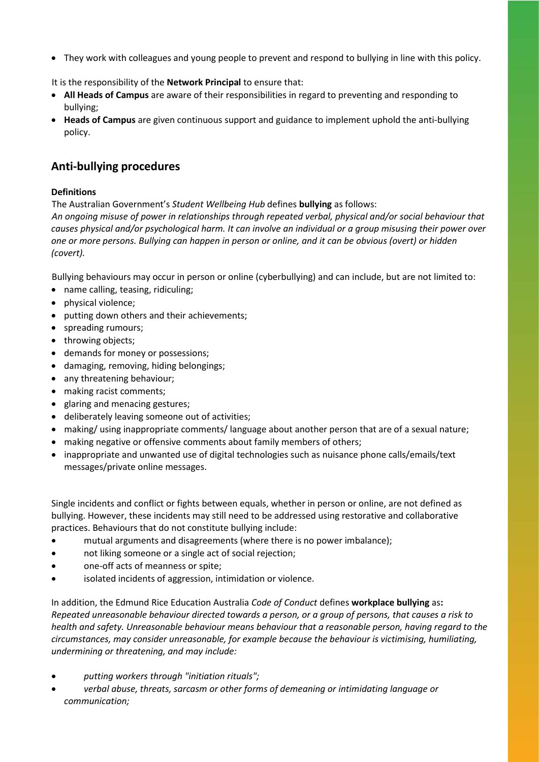- They work with colleagues and young people to prevent and respond to bullying in line with this policy.

It is the responsibility of the **Network Principal** to ensure that:

- **All Heads of Campus** are aware of their responsibilities in regard to preventing and responding to bullying;
- **Heads of Campus** are given continuous support and guidance to implement uphold the anti-bullying policy.

## Anti-bullying procedures

**Definitions**

The Australian Government's *Student Wellbeing Hub* defines **bullying** as follows:
*An ongoing misuse of power in relationships through repeated verbal, physical and/or social behaviour that causes physical and/or psychological harm. It can involve an individual or a group misusing their power over one or more persons. Bullying can happen in person or online, and it can be obvious (overt) or hidden (covert).*

Bullying behaviours may occur in person or online (cyberbullying) and can include, but are not limited to:

- name calling, teasing, ridiculing;
- physical violence;
- putting down others and their achievements;
- spreading rumours;
- throwing objects;
- demands for money or possessions;
- damaging, removing, hiding belongings;
- any threatening behaviour;
- making racist comments;
- glaring and menacing gestures;
- deliberately leaving someone out of activities;
- making/ using inappropriate comments/ language about another person that are of a sexual nature;
- making negative or offensive comments about family members of others;
- inappropriate and unwanted use of digital technologies such as nuisance phone calls/emails/text messages/private online messages.

Single incidents and conflict or fights between equals, whether in person or online, are not defined as bullying. However, these incidents may still need to be addressed using restorative and collaborative practices. Behaviours that do not constitute bullying include:

- mutual arguments and disagreements (where there is no power imbalance);
- not liking someone or a single act of social rejection;
- one-off acts of meanness or spite;
- isolated incidents of aggression, intimidation or violence.

In addition, the Edmund Rice Education Australia *Code of Conduct* defines **workplace bullying** as**:**
*Repeated unreasonable behaviour directed towards a person, or a group of persons, that causes a risk to health and safety. Unreasonable behaviour means behaviour that a reasonable person, having regard to the circumstances, may consider unreasonable, for example because the behaviour is victimising, humiliating, undermining or threatening, and may include:*

- *putting workers through "initiation rituals";*
- *verbal abuse, threats, sarcasm or other forms of demeaning or intimidating language or communication;*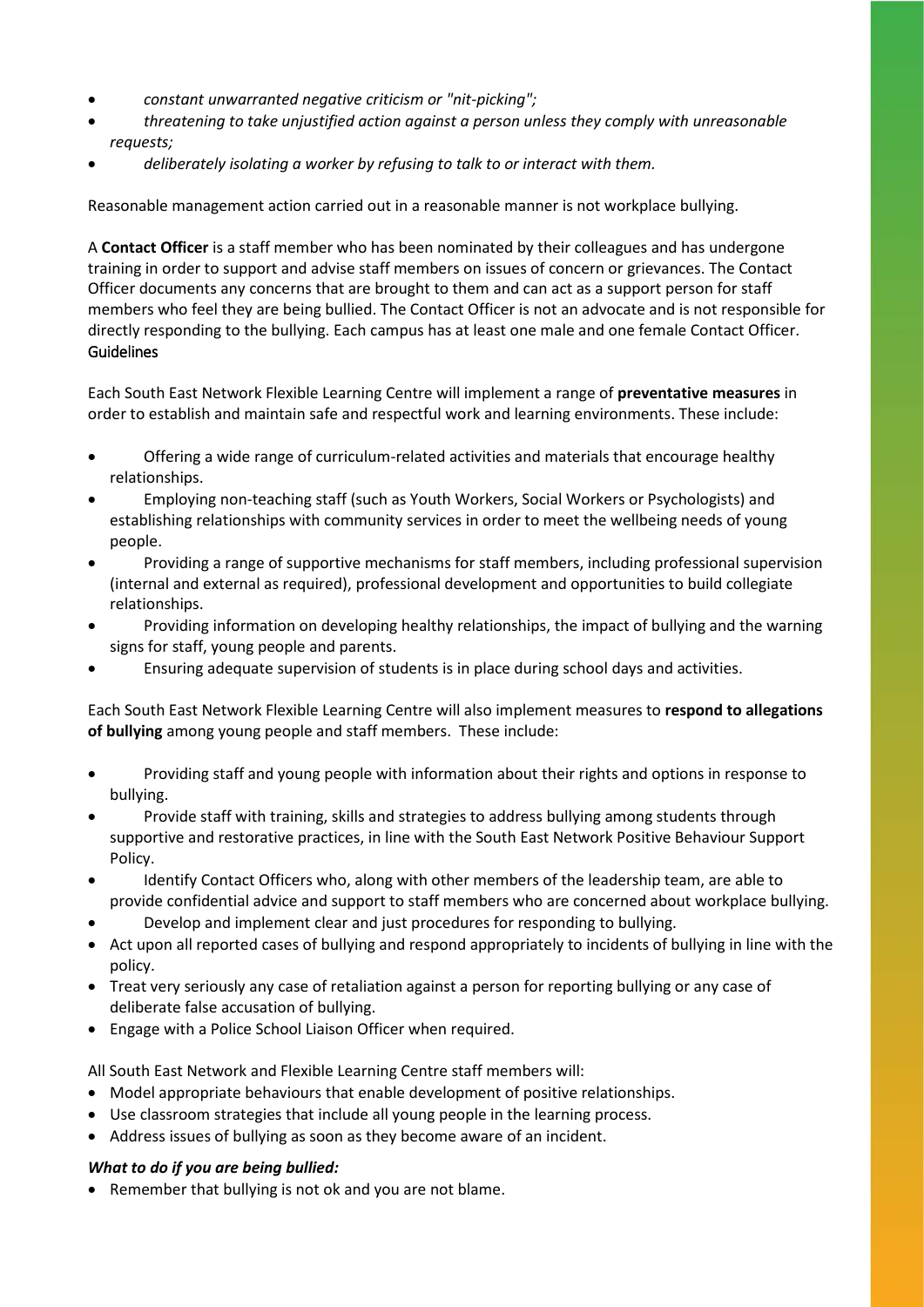- *constant unwarranted negative criticism or "nit-picking";*
- *threatening to take unjustified action against a person unless they comply with unreasonable requests;*
- *deliberately isolating a worker by refusing to talk to or interact with them.*

Reasonable management action carried out in a reasonable manner is not workplace bullying.

A **Contact Officer** is a staff member who has been nominated by their colleagues and has undergone training in order to support and advise staff members on issues of concern or grievances. The Contact Officer documents any concerns that are brought to them and can act as a support person for staff members who feel they are being bullied. The Contact Officer is not an advocate and is not responsible for directly responding to the bullying. Each campus has at least one male and one female Contact Officer.

## Guidelines

Each South East Network Flexible Learning Centre will implement a range of **preventative measures** in order to establish and maintain safe and respectful work and learning environments. These include:

- Offering a wide range of curriculum-related activities and materials that encourage healthy relationships.
- Employing non-teaching staff (such as Youth Workers, Social Workers or Psychologists) and establishing relationships with community services in order to meet the wellbeing needs of young people.
- Providing a range of supportive mechanisms for staff members, including professional supervision (internal and external as required), professional development and opportunities to build collegiate relationships.
- Providing information on developing healthy relationships, the impact of bullying and the warning signs for staff, young people and parents.
- Ensuring adequate supervision of students is in place during school days and activities.

Each South East Network Flexible Learning Centre will also implement measures to **respond to allegations of bullying** among young people and staff members. These include:

- Providing staff and young people with information about their rights and options in response to bullying.
- Provide staff with training, skills and strategies to address bullying among students through supportive and restorative practices, in line with the South East Network Positive Behaviour Support Policy.
- Identify Contact Officers who, along with other members of the leadership team, are able to provide confidential advice and support to staff members who are concerned about workplace bullying.
- Develop and implement clear and just procedures for responding to bullying.
- Act upon all reported cases of bullying and respond appropriately to incidents of bullying in line with the policy.
- Treat very seriously any case of retaliation against a person for reporting bullying or any case of deliberate false accusation of bullying.
- Engage with a Police School Liaison Officer when required.

All South East Network and Flexible Learning Centre staff members will:

- Model appropriate behaviours that enable development of positive relationships.
- Use classroom strategies that include all young people in the learning process.
- Address issues of bullying as soon as they become aware of an incident.

***What to do if you are being bullied:***

- Remember that bullying is not ok and you are not blame.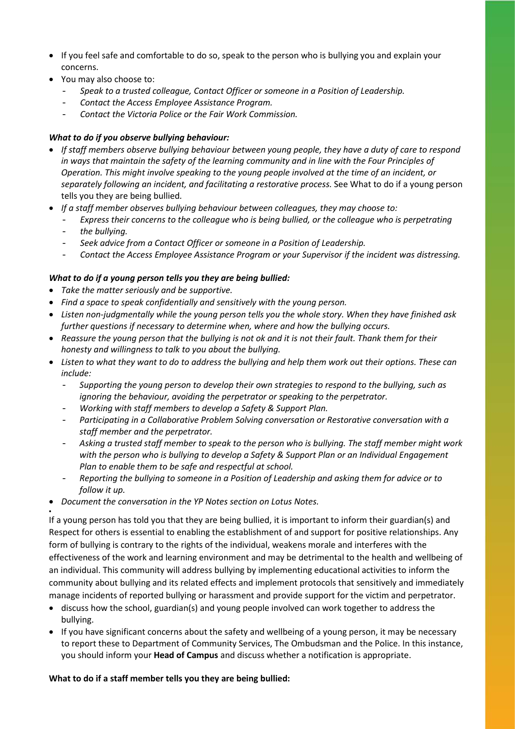- If you feel safe and comfortable to do so, speak to the person who is bullying you and explain your concerns.
- You may also choose to:
  - *Speak to a trusted colleague, Contact Officer or someone in a Position of Leadership.*
  - *Contact the Access Employee Assistance Program.*
  - *Contact the Victoria Police or the Fair Work Commission.*

***What to do if you observe bullying behaviour:***

- *If staff members observe bullying behaviour between young people, they have a duty of care to respond in ways that maintain the safety of the learning community and in line with the Four Principles of Operation. This might involve speaking to the young people involved at the time of an incident, or separately following an incident, and facilitating a restorative process.* See What to do if a young person tells you they are being bullied*.*
- *If a staff member observes bullying behaviour between colleagues, they may choose to:*
  - *Express their concerns to the colleague who is being bullied, or the colleague who is perpetrating*
  - *the bullying.*
  - *Seek advice from a Contact Officer or someone in a Position of Leadership.*
  - *Contact the Access Employee Assistance Program or your Supervisor if the incident was distressing.*

***What to do if a young person tells you they are being bullied:***

- *Take the matter seriously and be supportive.*
- *Find a space to speak confidentially and sensitively with the young person.*
- *Listen non-judgmentally while the young person tells you the whole story. When they have finished ask further questions if necessary to determine when, where and how the bullying occurs.*
- *Reassure the young person that the bullying is not ok and it is not their fault. Thank them for their honesty and willingness to talk to you about the bullying.*
- *Listen to what they want to do to address the bullying and help them work out their options. These can include:*
  - *Supporting the young person to develop their own strategies to respond to the bullying, such as ignoring the behaviour, avoiding the perpetrator or speaking to the perpetrator.*
  - *Working with staff members to develop a Safety & Support Plan.*
  - *Participating in a Collaborative Problem Solving conversation or Restorative conversation with a staff member and the perpetrator.*
  - *Asking a trusted staff member to speak to the person who is bullying. The staff member might work with the person who is bullying to develop a Safety & Support Plan or an Individual Engagement Plan to enable them to be safe and respectful at school.*
  - *Reporting the bullying to someone in a Position of Leadership and asking them for advice or to follow it up.*
- *Document the conversation in the YP Notes section on Lotus Notes.*
- 

If a young person has told you that they are being bullied, it is important to inform their guardian(s) and Respect for others is essential to enabling the establishment of and support for positive relationships. Any form of bullying is contrary to the rights of the individual, weakens morale and interferes with the effectiveness of the work and learning environment and may be detrimental to the health and wellbeing of an individual. This community will address bullying by implementing educational activities to inform the community about bullying and its related effects and implement protocols that sensitively and immediately manage incidents of reported bullying or harassment and provide support for the victim and perpetrator.

- discuss how the school, guardian(s) and young people involved can work together to address the bullying.
- If you have significant concerns about the safety and wellbeing of a young person, it may be necessary to report these to Department of Community Services, The Ombudsman and the Police. In this instance, you should inform your **Head of Campus** and discuss whether a notification is appropriate.

**What to do if a staff member tells you they are being bullied:**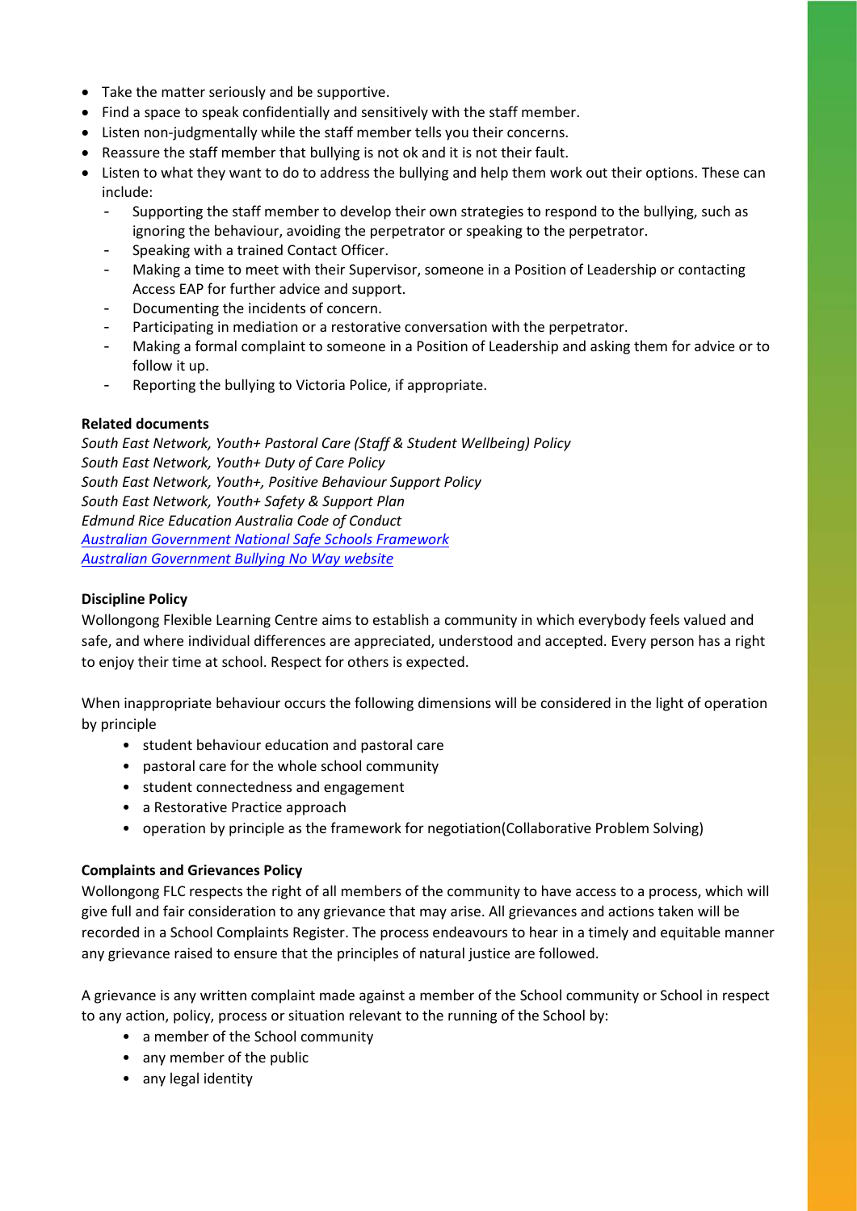- Take the matter seriously and be supportive.
- Find a space to speak confidentially and sensitively with the staff member.
- Listen non-judgmentally while the staff member tells you their concerns.
- Reassure the staff member that bullying is not ok and it is not their fault.
- Listen to what they want to do to address the bullying and help them work out their options. These can include:
  - Supporting the staff member to develop their own strategies to respond to the bullying, such as ignoring the behaviour, avoiding the perpetrator or speaking to the perpetrator.
  - Speaking with a trained Contact Officer.
  - Making a time to meet with their Supervisor, someone in a Position of Leadership or contacting Access EAP for further advice and support.
  - Documenting the incidents of concern.
  - Participating in mediation or a restorative conversation with the perpetrator.
  - Making a formal complaint to someone in a Position of Leadership and asking them for advice or to follow it up.
  - Reporting the bullying to Victoria Police, if appropriate.

**Related documents**

*South East Network, Youth+ Pastoral Care (Staff & Student Wellbeing) Policy*
*South East Network, Youth+ Duty of Care Policy*
*South East Network, Youth+, Positive Behaviour Support Policy*
*South East Network, Youth+ Safety & Support Plan*
*Edmund Rice Education Australia Code of Conduct*
*Australian Government National Safe Schools Framework*
*Australian Government Bullying No Way website*

**Discipline Policy**

Wollongong Flexible Learning Centre aims to establish a community in which everybody feels valued and safe, and where individual differences are appreciated, understood and accepted. Every person has a right to enjoy their time at school. Respect for others is expected.

When inappropriate behaviour occurs the following dimensions will be considered in the light of operation by principle

- student behaviour education and pastoral care
- pastoral care for the whole school community
- student connectedness and engagement
- a Restorative Practice approach
- operation by principle as the framework for negotiation(Collaborative Problem Solving)

**Complaints and Grievances Policy**

Wollongong FLC respects the right of all members of the community to have access to a process, which will give full and fair consideration to any grievance that may arise. All grievances and actions taken will be recorded in a School Complaints Register. The process endeavours to hear in a timely and equitable manner any grievance raised to ensure that the principles of natural justice are followed.

A grievance is any written complaint made against a member of the School community or School in respect to any action, policy, process or situation relevant to the running of the School by:

- a member of the School community
- any member of the public
- any legal identity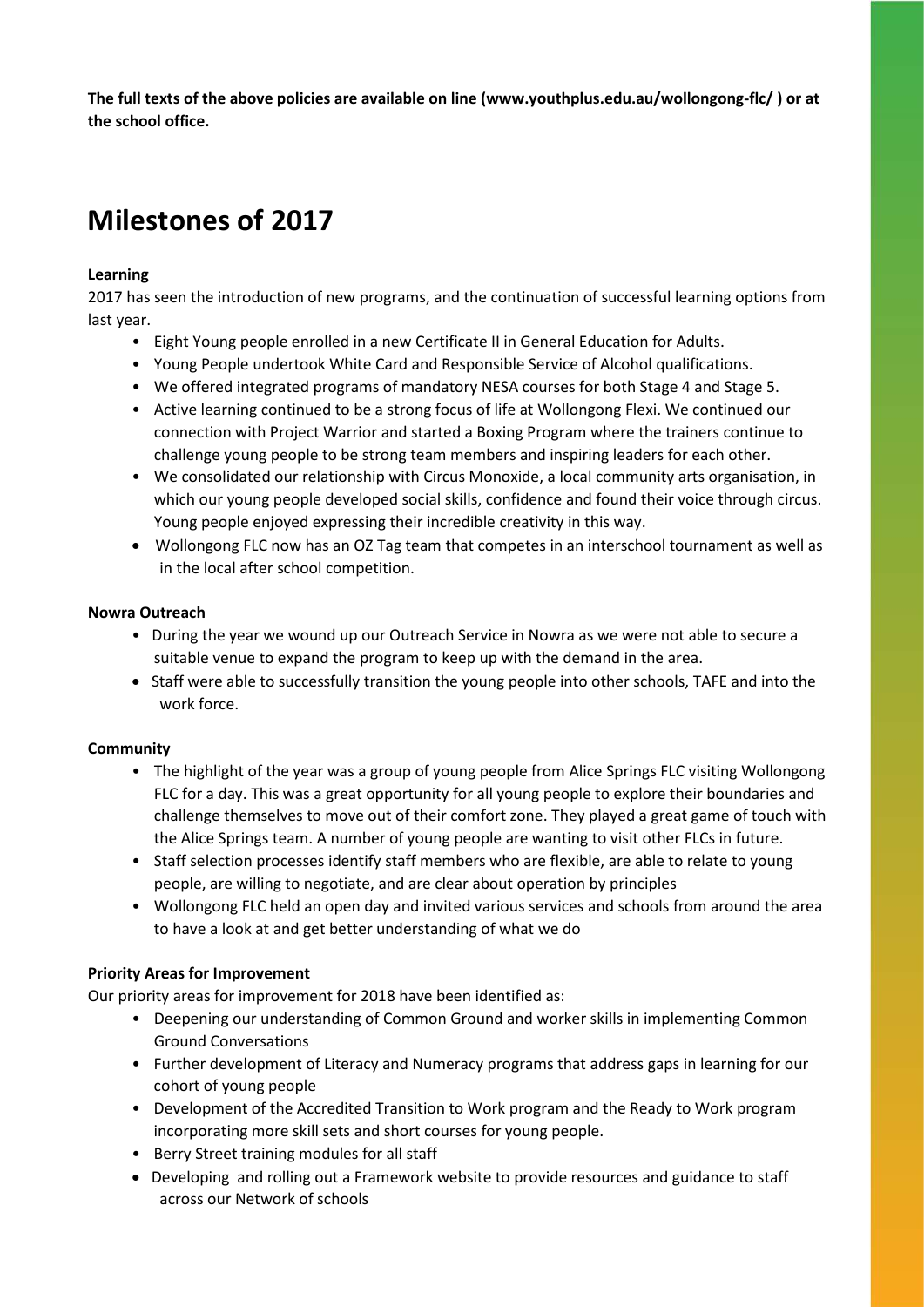**The full texts of the above policies are available on line (www.youthplus.edu.au/wollongong-flc/ ) or at the school office.**

# Milestones of 2017

**Learning**

2017 has seen the introduction of new programs, and the continuation of successful learning options from last year.

- Eight Young people enrolled in a new Certificate II in General Education for Adults.
- Young People undertook White Card and Responsible Service of Alcohol qualifications.
- We offered integrated programs of mandatory NESA courses for both Stage 4 and Stage 5.
- Active learning continued to be a strong focus of life at Wollongong Flexi. We continued our connection with Project Warrior and started a Boxing Program where the trainers continue to challenge young people to be strong team members and inspiring leaders for each other.
- We consolidated our relationship with Circus Monoxide, a local community arts organisation, in which our young people developed social skills, confidence and found their voice through circus. Young people enjoyed expressing their incredible creativity in this way.
- Wollongong FLC now has an OZ Tag team that competes in an interschool tournament as well as in the local after school competition.

**Nowra Outreach**

- During the year we wound up our Outreach Service in Nowra as we were not able to secure a suitable venue to expand the program to keep up with the demand in the area.
- Staff were able to successfully transition the young people into other schools, TAFE and into the work force.

**Community**

- The highlight of the year was a group of young people from Alice Springs FLC visiting Wollongong FLC for a day. This was a great opportunity for all young people to explore their boundaries and challenge themselves to move out of their comfort zone. They played a great game of touch with the Alice Springs team. A number of young people are wanting to visit other FLCs in future.
- Staff selection processes identify staff members who are flexible, are able to relate to young people, are willing to negotiate, and are clear about operation by principles
- Wollongong FLC held an open day and invited various services and schools from around the area to have a look at and get better understanding of what we do

**Priority Areas for Improvement**

Our priority areas for improvement for 2018 have been identified as:

- Deepening our understanding of Common Ground and worker skills in implementing Common Ground Conversations
- Further development of Literacy and Numeracy programs that address gaps in learning for our cohort of young people
- Development of the Accredited Transition to Work program and the Ready to Work program incorporating more skill sets and short courses for young people.
- Berry Street training modules for all staff
- Developing and rolling out a Framework website to provide resources and guidance to staff across our Network of schools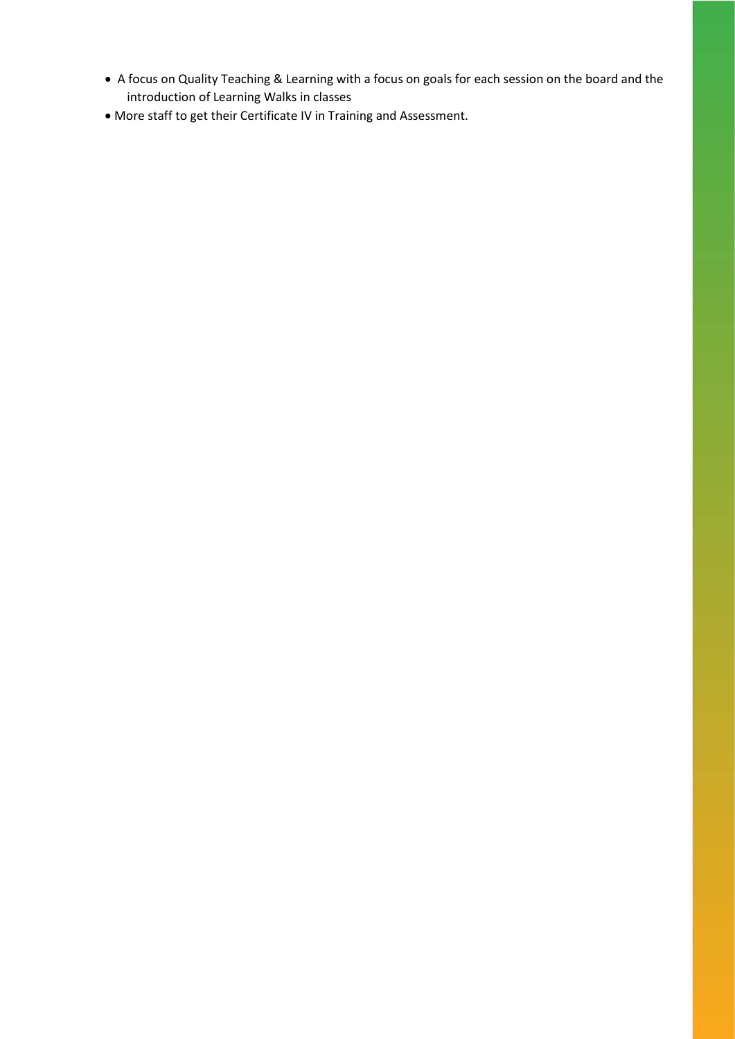- A focus on Quality Teaching & Learning with a focus on goals for each session on the board and the introduction of Learning Walks in classes
- More staff to get their Certificate IV in Training and Assessment.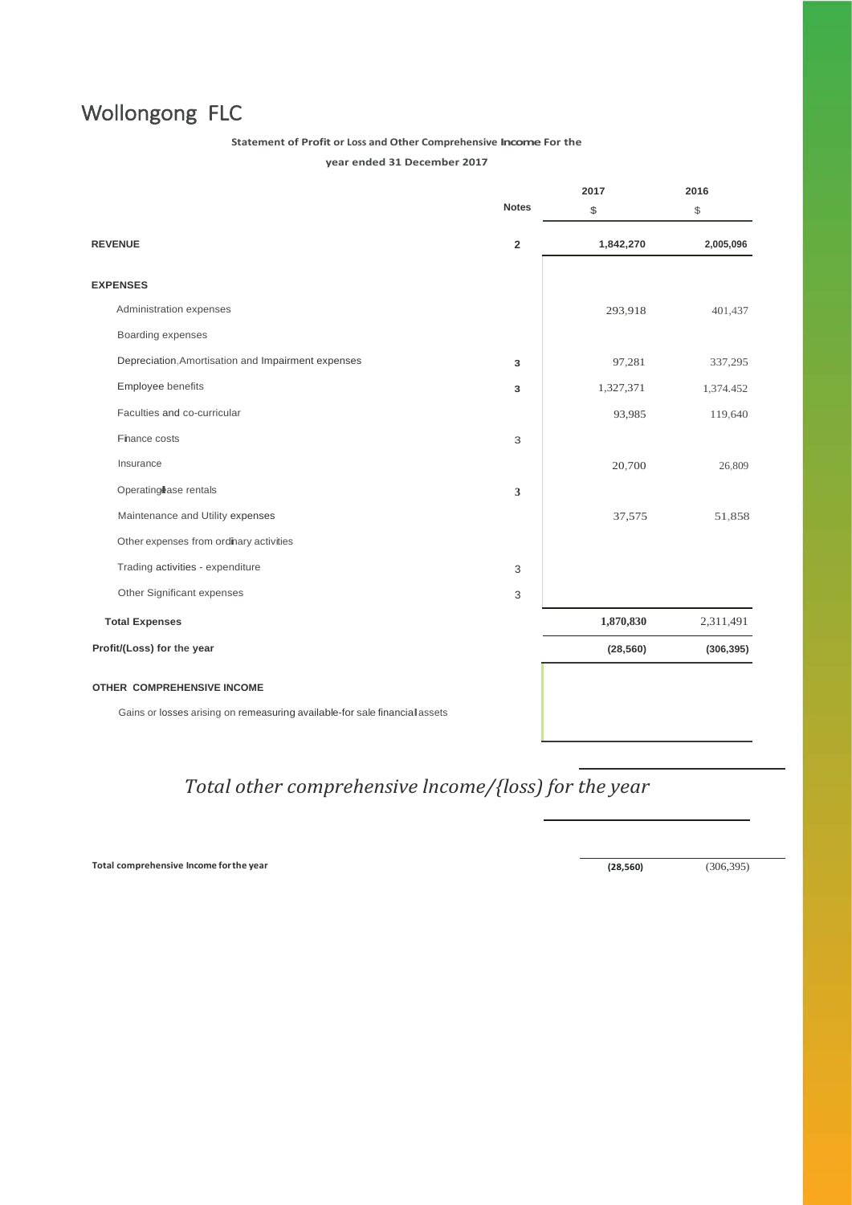# Wollongong FLC

**Statement of Profit or Loss and Other Comprehensive Income For the year ended 31 December 2017**

| | Notes | 2017 $ | 2016 $ |
|---|---|---|---|
| **REVENUE** | **2** | **1,842,270** | **2,005,096** |
| **EXPENSES** | | | |
| Administration expenses | | 293,918 | 401,437 |
| Boarding expenses | | | |
| Depreciation, Amortisation and Impairment expenses | **3** | 97,281 | 337,295 |
| Employee benefits | **3** | 1,327,371 | 1,374.452 |
| Faculties and co-curricular | | 93,985 | 119,640 |
| Finance costs | 3 | | |
| Insurance | | 20,700 | 26,809 |
| Operating lease rentals | **3** | | |
| Maintenance and Utility expenses | | 37,575 | 51,858 |
| Other expenses from ordinary activities | | | |
| Trading activities - expenditure | 3 | | |
| Other Significant expenses | 3 | | |
| **Total Expenses** | | **1,870,830** | 2,311,491 |
| **Profit/(Loss) for the year** | | **(28,560)** | **(306,395)** |
| **OTHER COMPREHENSIVE INCOME** | | | |
| Gains or losses arising on remeasuring available-for sale financial assets | | | |
| *Total other comprehensive Income/{loss) for the year* | | | |
| **Total comprehensive Income for the year** | | **(28,560)** | (306,395) |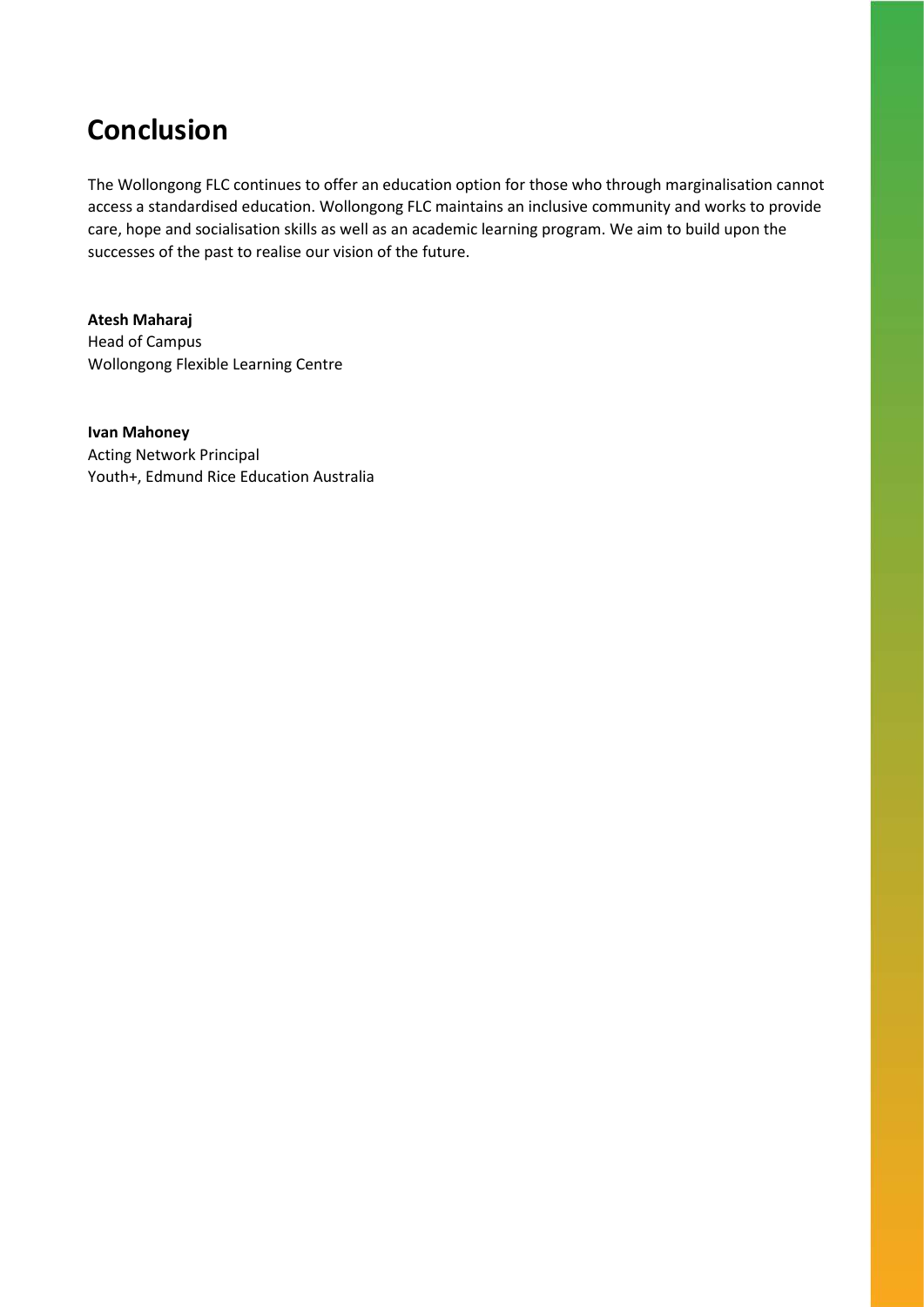# Conclusion

The Wollongong FLC continues to offer an education option for those who through marginalisation cannot access a standardised education. Wollongong FLC maintains an inclusive community and works to provide care, hope and socialisation skills as well as an academic learning program. We aim to build upon the successes of the past to realise our vision of the future.

**Atesh Maharaj**
Head of Campus
Wollongong Flexible Learning Centre

**Ivan Mahoney**
Acting Network Principal
Youth+, Edmund Rice Education Australia